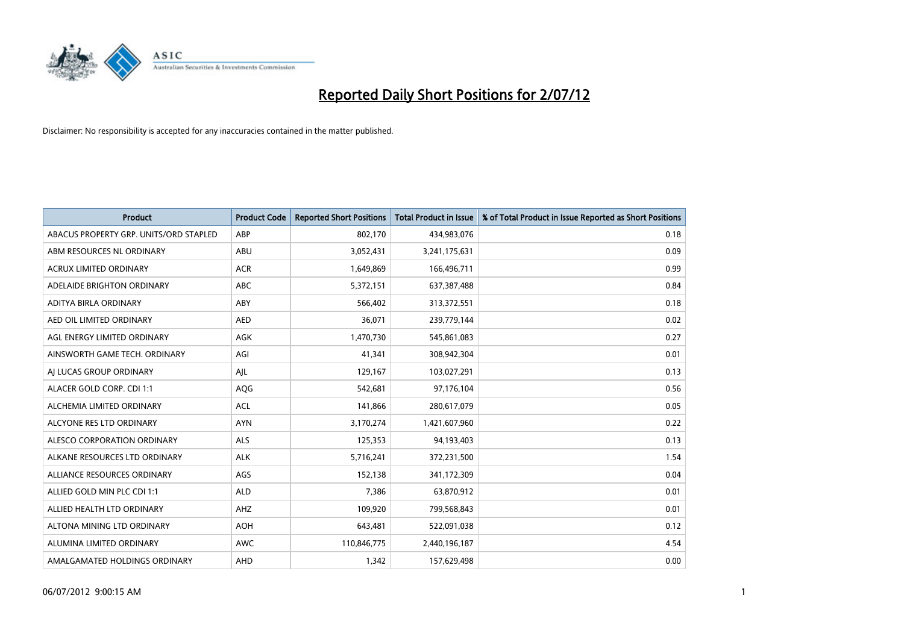# Reported Daily Short Positions for 2/07/12

Disclaimer: No responsibility is accepted for any inaccuracies contained in the matter published.

| Product | Product Code | Reported Short Positions | Total Product in Issue | % of Total Product in Issue Reported as Short Positions |
|---|---|---|---|---|
| ABACUS PROPERTY GRP. UNITS/ORD STAPLED | ABP | 802,170 | 434,983,076 | 0.18 |
| ABM RESOURCES NL ORDINARY | ABU | 3,052,431 | 3,241,175,631 | 0.09 |
| ACRUX LIMITED ORDINARY | ACR | 1,649,869 | 166,496,711 | 0.99 |
| ADELAIDE BRIGHTON ORDINARY | ABC | 5,372,151 | 637,387,488 | 0.84 |
| ADITYA BIRLA ORDINARY | ABY | 566,402 | 313,372,551 | 0.18 |
| AED OIL LIMITED ORDINARY | AED | 36,071 | 239,779,144 | 0.02 |
| AGL ENERGY LIMITED ORDINARY | AGK | 1,470,730 | 545,861,083 | 0.27 |
| AINSWORTH GAME TECH. ORDINARY | AGI | 41,341 | 308,942,304 | 0.01 |
| AJ LUCAS GROUP ORDINARY | AJL | 129,167 | 103,027,291 | 0.13 |
| ALACER GOLD CORP. CDI 1:1 | AQG | 542,681 | 97,176,104 | 0.56 |
| ALCHEMIA LIMITED ORDINARY | ACL | 141,866 | 280,617,079 | 0.05 |
| ALCYONE RES LTD ORDINARY | AYN | 3,170,274 | 1,421,607,960 | 0.22 |
| ALESCO CORPORATION ORDINARY | ALS | 125,353 | 94,193,403 | 0.13 |
| ALKANE RESOURCES LTD ORDINARY | ALK | 5,716,241 | 372,231,500 | 1.54 |
| ALLIANCE RESOURCES ORDINARY | AGS | 152,138 | 341,172,309 | 0.04 |
| ALLIED GOLD MIN PLC CDI 1:1 | ALD | 7,386 | 63,870,912 | 0.01 |
| ALLIED HEALTH LTD ORDINARY | AHZ | 109,920 | 799,568,843 | 0.01 |
| ALTONA MINING LTD ORDINARY | AOH | 643,481 | 522,091,038 | 0.12 |
| ALUMINA LIMITED ORDINARY | AWC | 110,846,775 | 2,440,196,187 | 4.54 |
| AMALGAMATED HOLDINGS ORDINARY | AHD | 1,342 | 157,629,498 | 0.00 |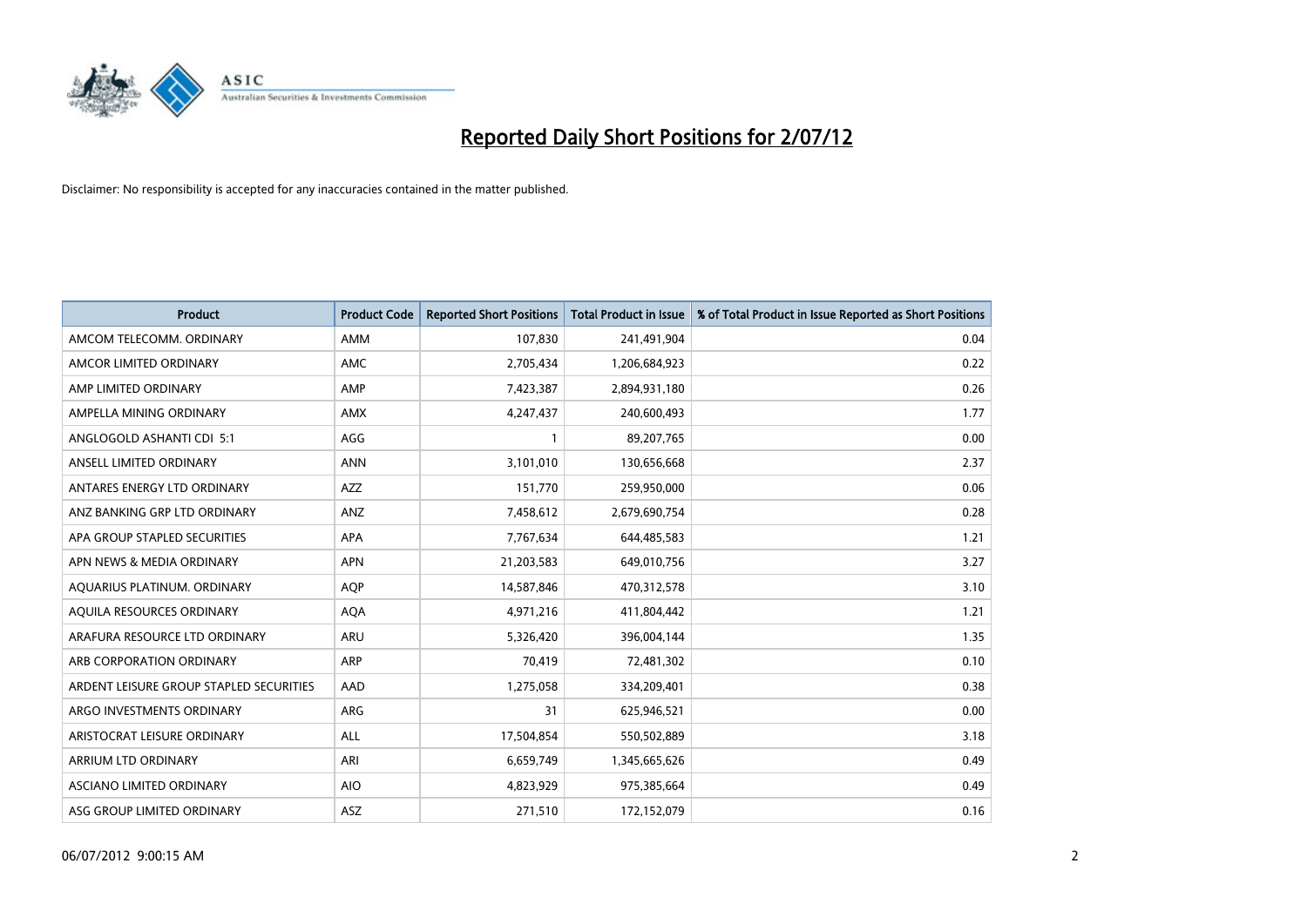# Reported Daily Short Positions for 2/07/12

Disclaimer: No responsibility is accepted for any inaccuracies contained in the matter published.

| Product | Product Code | Reported Short Positions | Total Product in Issue | % of Total Product in Issue Reported as Short Positions |
|---|---|---|---|---|
| AMCOM TELECOMM. ORDINARY | AMM | 107,830 | 241,491,904 | 0.04 |
| AMCOR LIMITED ORDINARY | AMC | 2,705,434 | 1,206,684,923 | 0.22 |
| AMP LIMITED ORDINARY | AMP | 7,423,387 | 2,894,931,180 | 0.26 |
| AMPELLA MINING ORDINARY | AMX | 4,247,437 | 240,600,493 | 1.77 |
| ANGLOGOLD ASHANTI CDI 5:1 | AGG | 1 | 89,207,765 | 0.00 |
| ANSELL LIMITED ORDINARY | ANN | 3,101,010 | 130,656,668 | 2.37 |
| ANTARES ENERGY LTD ORDINARY | AZZ | 151,770 | 259,950,000 | 0.06 |
| ANZ BANKING GRP LTD ORDINARY | ANZ | 7,458,612 | 2,679,690,754 | 0.28 |
| APA GROUP STAPLED SECURITIES | APA | 7,767,634 | 644,485,583 | 1.21 |
| APN NEWS & MEDIA ORDINARY | APN | 21,203,583 | 649,010,756 | 3.27 |
| AQUARIUS PLATINUM. ORDINARY | AQP | 14,587,846 | 470,312,578 | 3.10 |
| AQUILA RESOURCES ORDINARY | AQA | 4,971,216 | 411,804,442 | 1.21 |
| ARAFURA RESOURCE LTD ORDINARY | ARU | 5,326,420 | 396,004,144 | 1.35 |
| ARB CORPORATION ORDINARY | ARP | 70,419 | 72,481,302 | 0.10 |
| ARDENT LEISURE GROUP STAPLED SECURITIES | AAD | 1,275,058 | 334,209,401 | 0.38 |
| ARGO INVESTMENTS ORDINARY | ARG | 31 | 625,946,521 | 0.00 |
| ARISTOCRAT LEISURE ORDINARY | ALL | 17,504,854 | 550,502,889 | 3.18 |
| ARRIUM LTD ORDINARY | ARI | 6,659,749 | 1,345,665,626 | 0.49 |
| ASCIANO LIMITED ORDINARY | AIO | 4,823,929 | 975,385,664 | 0.49 |
| ASG GROUP LIMITED ORDINARY | ASZ | 271,510 | 172,152,079 | 0.16 |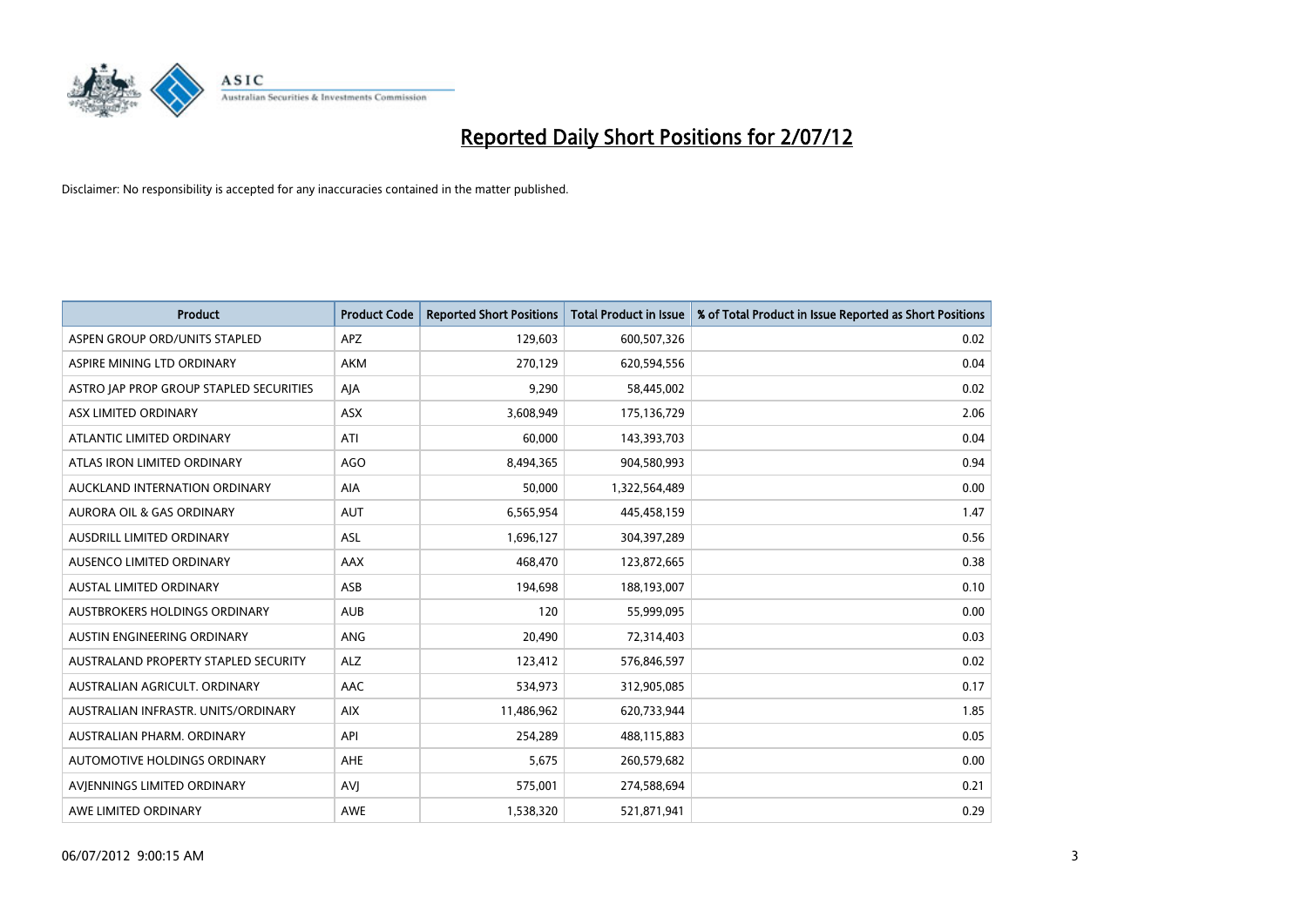# Reported Daily Short Positions for 2/07/12

Disclaimer: No responsibility is accepted for any inaccuracies contained in the matter published.

| Product | Product Code | Reported Short Positions | Total Product in Issue | % of Total Product in Issue Reported as Short Positions |
|---|---|---|---|---|
| ASPEN GROUP ORD/UNITS STAPLED | APZ | 129,603 | 600,507,326 | 0.02 |
| ASPIRE MINING LTD ORDINARY | AKM | 270,129 | 620,594,556 | 0.04 |
| ASTRO JAP PROP GROUP STAPLED SECURITIES | AJA | 9,290 | 58,445,002 | 0.02 |
| ASX LIMITED ORDINARY | ASX | 3,608,949 | 175,136,729 | 2.06 |
| ATLANTIC LIMITED ORDINARY | ATI | 60,000 | 143,393,703 | 0.04 |
| ATLAS IRON LIMITED ORDINARY | AGO | 8,494,365 | 904,580,993 | 0.94 |
| AUCKLAND INTERNATION ORDINARY | AIA | 50,000 | 1,322,564,489 | 0.00 |
| AURORA OIL & GAS ORDINARY | AUT | 6,565,954 | 445,458,159 | 1.47 |
| AUSDRILL LIMITED ORDINARY | ASL | 1,696,127 | 304,397,289 | 0.56 |
| AUSENCO LIMITED ORDINARY | AAX | 468,470 | 123,872,665 | 0.38 |
| AUSTAL LIMITED ORDINARY | ASB | 194,698 | 188,193,007 | 0.10 |
| AUSTBROKERS HOLDINGS ORDINARY | AUB | 120 | 55,999,095 | 0.00 |
| AUSTIN ENGINEERING ORDINARY | ANG | 20,490 | 72,314,403 | 0.03 |
| AUSTRALAND PROPERTY STAPLED SECURITY | ALZ | 123,412 | 576,846,597 | 0.02 |
| AUSTRALIAN AGRICULT. ORDINARY | AAC | 534,973 | 312,905,085 | 0.17 |
| AUSTRALIAN INFRASTR. UNITS/ORDINARY | AIX | 11,486,962 | 620,733,944 | 1.85 |
| AUSTRALIAN PHARM. ORDINARY | API | 254,289 | 488,115,883 | 0.05 |
| AUTOMOTIVE HOLDINGS ORDINARY | AHE | 5,675 | 260,579,682 | 0.00 |
| AVJENNINGS LIMITED ORDINARY | AVJ | 575,001 | 274,588,694 | 0.21 |
| AWE LIMITED ORDINARY | AWE | 1,538,320 | 521,871,941 | 0.29 |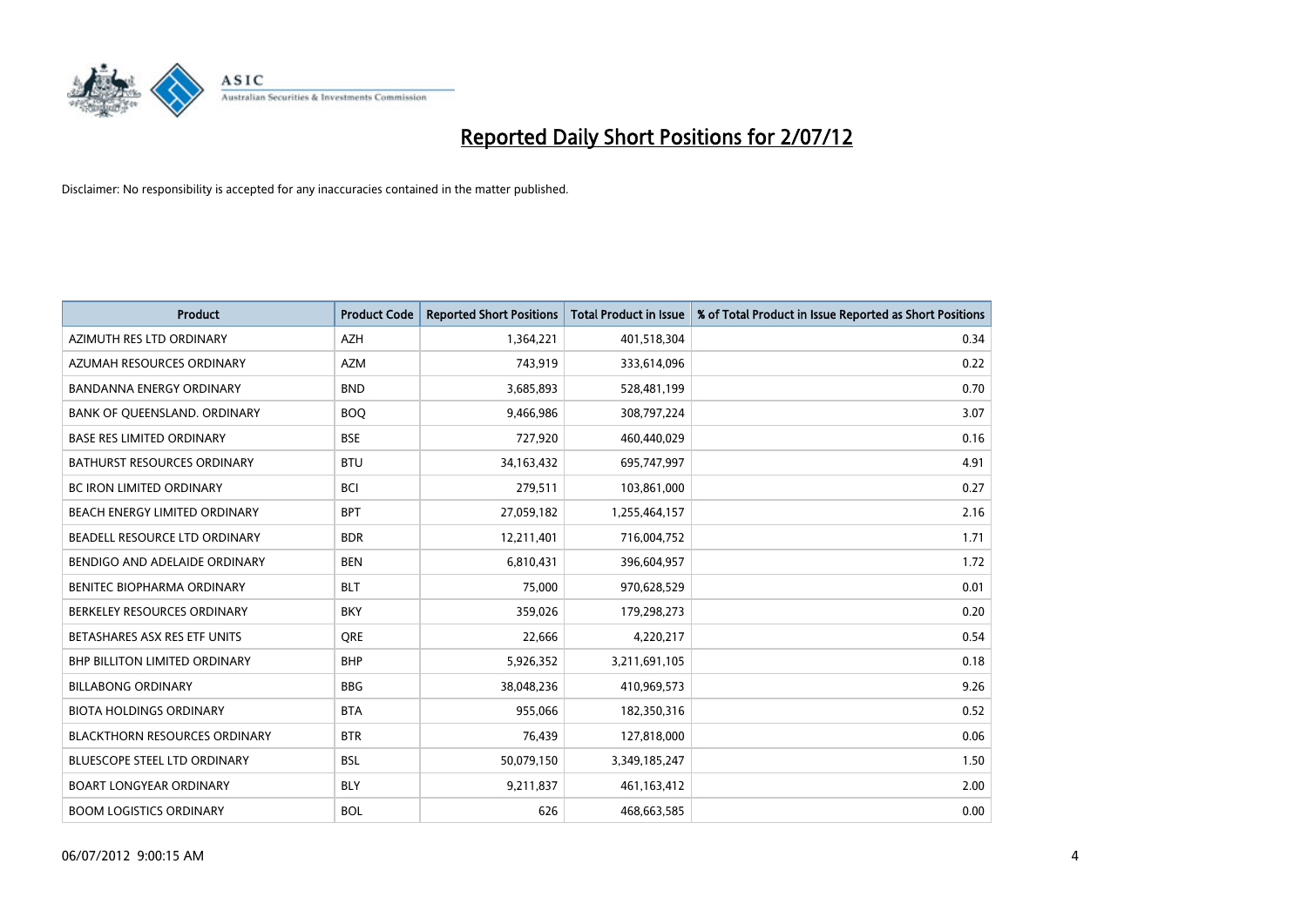# Reported Daily Short Positions for 2/07/12

Disclaimer: No responsibility is accepted for any inaccuracies contained in the matter published.

| Product | Product Code | Reported Short Positions | Total Product in Issue | % of Total Product in Issue Reported as Short Positions |
|---|---|---|---|---|
| AZIMUTH RES LTD ORDINARY | AZH | 1,364,221 | 401,518,304 | 0.34 |
| AZUMAH RESOURCES ORDINARY | AZM | 743,919 | 333,614,096 | 0.22 |
| BANDANNA ENERGY ORDINARY | BND | 3,685,893 | 528,481,199 | 0.70 |
| BANK OF QUEENSLAND. ORDINARY | BOQ | 9,466,986 | 308,797,224 | 3.07 |
| BASE RES LIMITED ORDINARY | BSE | 727,920 | 460,440,029 | 0.16 |
| BATHURST RESOURCES ORDINARY | BTU | 34,163,432 | 695,747,997 | 4.91 |
| BC IRON LIMITED ORDINARY | BCI | 279,511 | 103,861,000 | 0.27 |
| BEACH ENERGY LIMITED ORDINARY | BPT | 27,059,182 | 1,255,464,157 | 2.16 |
| BEADELL RESOURCE LTD ORDINARY | BDR | 12,211,401 | 716,004,752 | 1.71 |
| BENDIGO AND ADELAIDE ORDINARY | BEN | 6,810,431 | 396,604,957 | 1.72 |
| BENITEC BIOPHARMA ORDINARY | BLT | 75,000 | 970,628,529 | 0.01 |
| BERKELEY RESOURCES ORDINARY | BKY | 359,026 | 179,298,273 | 0.20 |
| BETASHARES ASX RES ETF UNITS | QRE | 22,666 | 4,220,217 | 0.54 |
| BHP BILLITON LIMITED ORDINARY | BHP | 5,926,352 | 3,211,691,105 | 0.18 |
| BILLABONG ORDINARY | BBG | 38,048,236 | 410,969,573 | 9.26 |
| BIOTA HOLDINGS ORDINARY | BTA | 955,066 | 182,350,316 | 0.52 |
| BLACKTHORN RESOURCES ORDINARY | BTR | 76,439 | 127,818,000 | 0.06 |
| BLUESCOPE STEEL LTD ORDINARY | BSL | 50,079,150 | 3,349,185,247 | 1.50 |
| BOART LONGYEAR ORDINARY | BLY | 9,211,837 | 461,163,412 | 2.00 |
| BOOM LOGISTICS ORDINARY | BOL | 626 | 468,663,585 | 0.00 |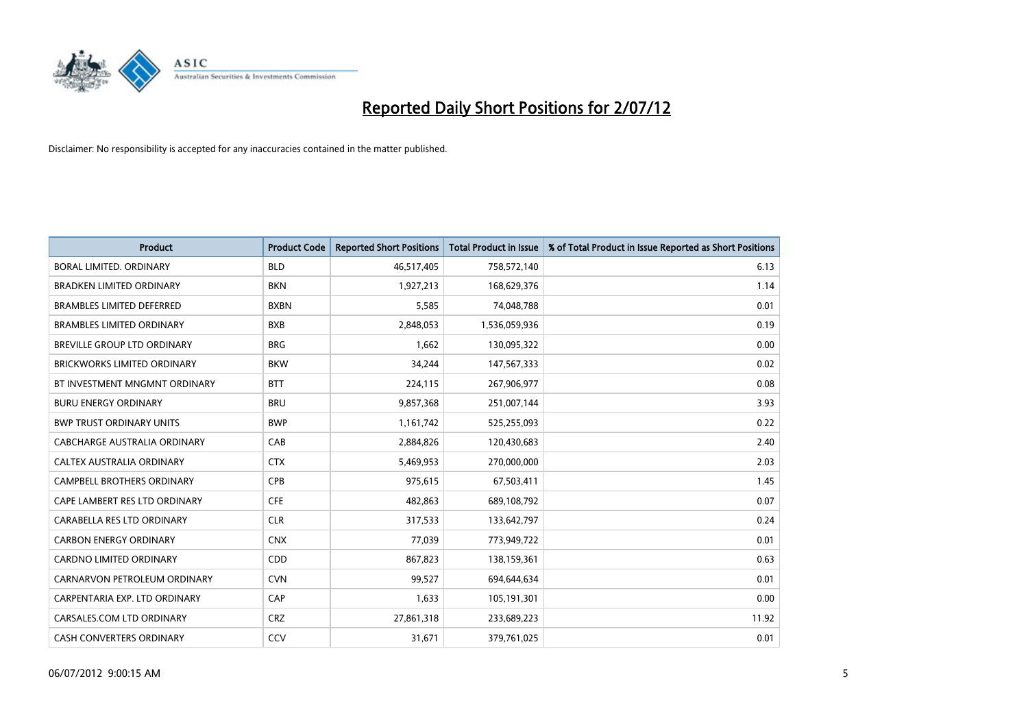# Reported Daily Short Positions for 2/07/12

Disclaimer: No responsibility is accepted for any inaccuracies contained in the matter published.

| Product | Product Code | Reported Short Positions | Total Product in Issue | % of Total Product in Issue Reported as Short Positions |
|---|---|---|---|---|
| BORAL LIMITED. ORDINARY | BLD | 46,517,405 | 758,572,140 | 6.13 |
| BRADKEN LIMITED ORDINARY | BKN | 1,927,213 | 168,629,376 | 1.14 |
| BRAMBLES LIMITED DEFERRED | BXBN | 5,585 | 74,048,788 | 0.01 |
| BRAMBLES LIMITED ORDINARY | BXB | 2,848,053 | 1,536,059,936 | 0.19 |
| BREVILLE GROUP LTD ORDINARY | BRG | 1,662 | 130,095,322 | 0.00 |
| BRICKWORKS LIMITED ORDINARY | BKW | 34,244 | 147,567,333 | 0.02 |
| BT INVESTMENT MNGMNT ORDINARY | BTT | 224,115 | 267,906,977 | 0.08 |
| BURU ENERGY ORDINARY | BRU | 9,857,368 | 251,007,144 | 3.93 |
| BWP TRUST ORDINARY UNITS | BWP | 1,161,742 | 525,255,093 | 0.22 |
| CABCHARGE AUSTRALIA ORDINARY | CAB | 2,884,826 | 120,430,683 | 2.40 |
| CALTEX AUSTRALIA ORDINARY | CTX | 5,469,953 | 270,000,000 | 2.03 |
| CAMPBELL BROTHERS ORDINARY | CPB | 975,615 | 67,503,411 | 1.45 |
| CAPE LAMBERT RES LTD ORDINARY | CFE | 482,863 | 689,108,792 | 0.07 |
| CARABELLA RES LTD ORDINARY | CLR | 317,533 | 133,642,797 | 0.24 |
| CARBON ENERGY ORDINARY | CNX | 77,039 | 773,949,722 | 0.01 |
| CARDNO LIMITED ORDINARY | CDD | 867,823 | 138,159,361 | 0.63 |
| CARNARVON PETROLEUM ORDINARY | CVN | 99,527 | 694,644,634 | 0.01 |
| CARPENTARIA EXP. LTD ORDINARY | CAP | 1,633 | 105,191,301 | 0.00 |
| CARSALES.COM LTD ORDINARY | CRZ | 27,861,318 | 233,689,223 | 11.92 |
| CASH CONVERTERS ORDINARY | CCV | 31,671 | 379,761,025 | 0.01 |

06/07/2012 9:00:15 AM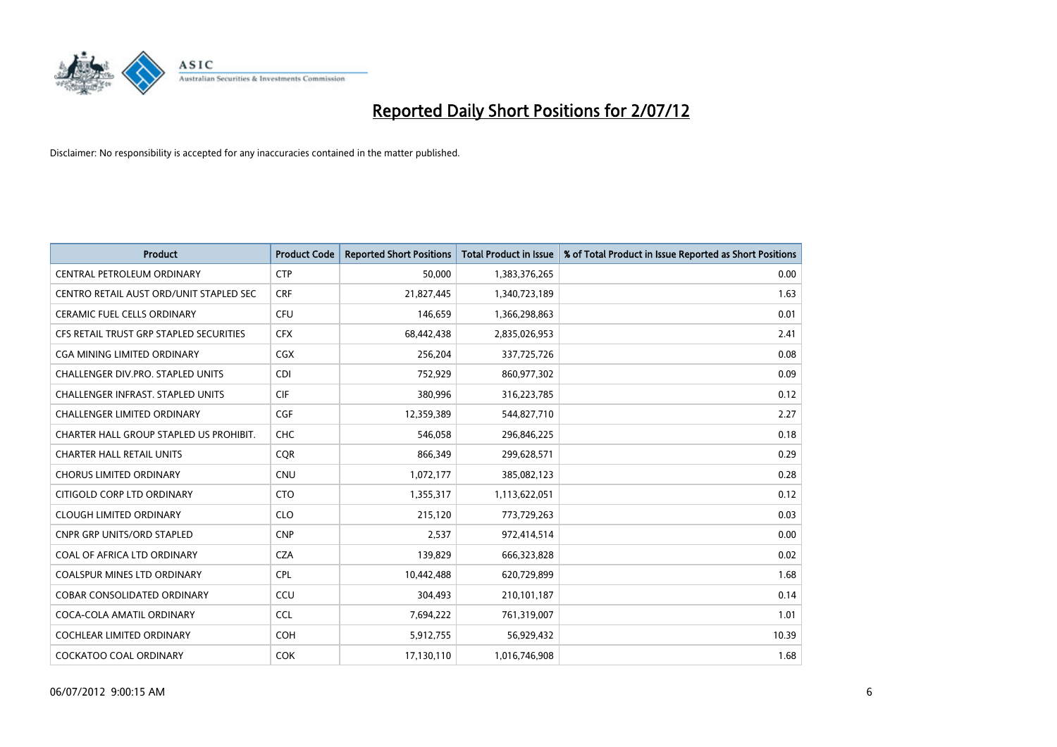# Reported Daily Short Positions for 2/07/12

Disclaimer: No responsibility is accepted for any inaccuracies contained in the matter published.

| Product | Product Code | Reported Short Positions | Total Product in Issue | % of Total Product in Issue Reported as Short Positions |
|---|---|---|---|---|
| CENTRAL PETROLEUM ORDINARY | CTP | 50,000 | 1,383,376,265 | 0.00 |
| CENTRO RETAIL AUST ORD/UNIT STAPLED SEC | CRF | 21,827,445 | 1,340,723,189 | 1.63 |
| CERAMIC FUEL CELLS ORDINARY | CFU | 146,659 | 1,366,298,863 | 0.01 |
| CFS RETAIL TRUST GRP STAPLED SECURITIES | CFX | 68,442,438 | 2,835,026,953 | 2.41 |
| CGA MINING LIMITED ORDINARY | CGX | 256,204 | 337,725,726 | 0.08 |
| CHALLENGER DIV.PRO. STAPLED UNITS | CDI | 752,929 | 860,977,302 | 0.09 |
| CHALLENGER INFRAST. STAPLED UNITS | CIF | 380,996 | 316,223,785 | 0.12 |
| CHALLENGER LIMITED ORDINARY | CGF | 12,359,389 | 544,827,710 | 2.27 |
| CHARTER HALL GROUP STAPLED US PROHIBIT. | CHC | 546,058 | 296,846,225 | 0.18 |
| CHARTER HALL RETAIL UNITS | CQR | 866,349 | 299,628,571 | 0.29 |
| CHORUS LIMITED ORDINARY | CNU | 1,072,177 | 385,082,123 | 0.28 |
| CITIGOLD CORP LTD ORDINARY | CTO | 1,355,317 | 1,113,622,051 | 0.12 |
| CLOUGH LIMITED ORDINARY | CLO | 215,120 | 773,729,263 | 0.03 |
| CNPR GRP UNITS/ORD STAPLED | CNP | 2,537 | 972,414,514 | 0.00 |
| COAL OF AFRICA LTD ORDINARY | CZA | 139,829 | 666,323,828 | 0.02 |
| COALSPUR MINES LTD ORDINARY | CPL | 10,442,488 | 620,729,899 | 1.68 |
| COBAR CONSOLIDATED ORDINARY | CCU | 304,493 | 210,101,187 | 0.14 |
| COCA-COLA AMATIL ORDINARY | CCL | 7,694,222 | 761,319,007 | 1.01 |
| COCHLEAR LIMITED ORDINARY | COH | 5,912,755 | 56,929,432 | 10.39 |
| COCKATOO COAL ORDINARY | COK | 17,130,110 | 1,016,746,908 | 1.68 |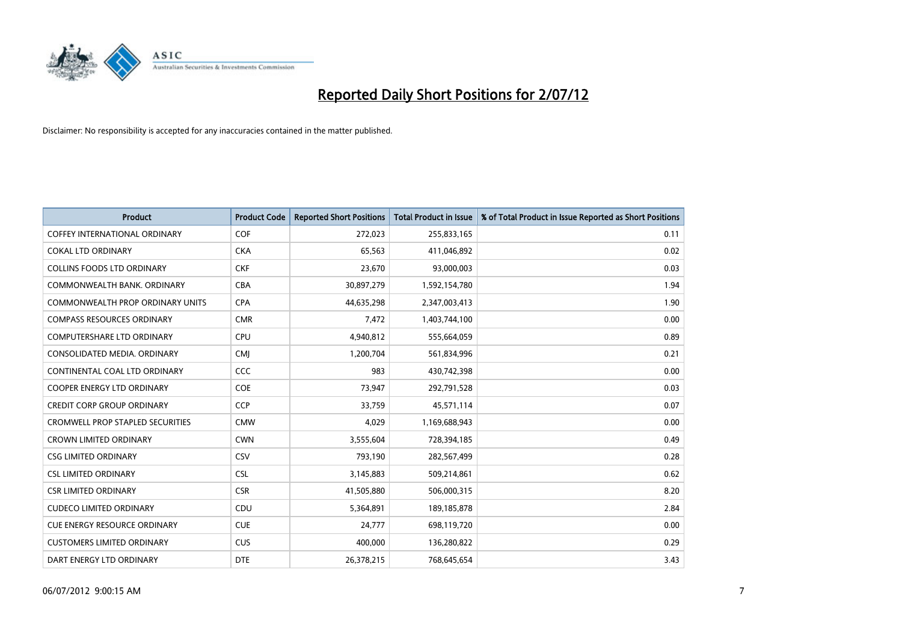# Reported Daily Short Positions for 2/07/12

Disclaimer: No responsibility is accepted for any inaccuracies contained in the matter published.

| Product | Product Code | Reported Short Positions | Total Product in Issue | % of Total Product in Issue Reported as Short Positions |
|---|---|---|---|---|
| COFFEY INTERNATIONAL ORDINARY | COF | 272,023 | 255,833,165 | 0.11 |
| COKAL LTD ORDINARY | CKA | 65,563 | 411,046,892 | 0.02 |
| COLLINS FOODS LTD ORDINARY | CKF | 23,670 | 93,000,003 | 0.03 |
| COMMONWEALTH BANK. ORDINARY | CBA | 30,897,279 | 1,592,154,780 | 1.94 |
| COMMONWEALTH PROP ORDINARY UNITS | CPA | 44,635,298 | 2,347,003,413 | 1.90 |
| COMPASS RESOURCES ORDINARY | CMR | 7,472 | 1,403,744,100 | 0.00 |
| COMPUTERSHARE LTD ORDINARY | CPU | 4,940,812 | 555,664,059 | 0.89 |
| CONSOLIDATED MEDIA. ORDINARY | CMJ | 1,200,704 | 561,834,996 | 0.21 |
| CONTINENTAL COAL LTD ORDINARY | CCC | 983 | 430,742,398 | 0.00 |
| COOPER ENERGY LTD ORDINARY | COE | 73,947 | 292,791,528 | 0.03 |
| CREDIT CORP GROUP ORDINARY | CCP | 33,759 | 45,571,114 | 0.07 |
| CROMWELL PROP STAPLED SECURITIES | CMW | 4,029 | 1,169,688,943 | 0.00 |
| CROWN LIMITED ORDINARY | CWN | 3,555,604 | 728,394,185 | 0.49 |
| CSG LIMITED ORDINARY | CSV | 793,190 | 282,567,499 | 0.28 |
| CSL LIMITED ORDINARY | CSL | 3,145,883 | 509,214,861 | 0.62 |
| CSR LIMITED ORDINARY | CSR | 41,505,880 | 506,000,315 | 8.20 |
| CUDECO LIMITED ORDINARY | CDU | 5,364,891 | 189,185,878 | 2.84 |
| CUE ENERGY RESOURCE ORDINARY | CUE | 24,777 | 698,119,720 | 0.00 |
| CUSTOMERS LIMITED ORDINARY | CUS | 400,000 | 136,280,822 | 0.29 |
| DART ENERGY LTD ORDINARY | DTE | 26,378,215 | 768,645,654 | 3.43 |

06/07/2012 9:00:15 AM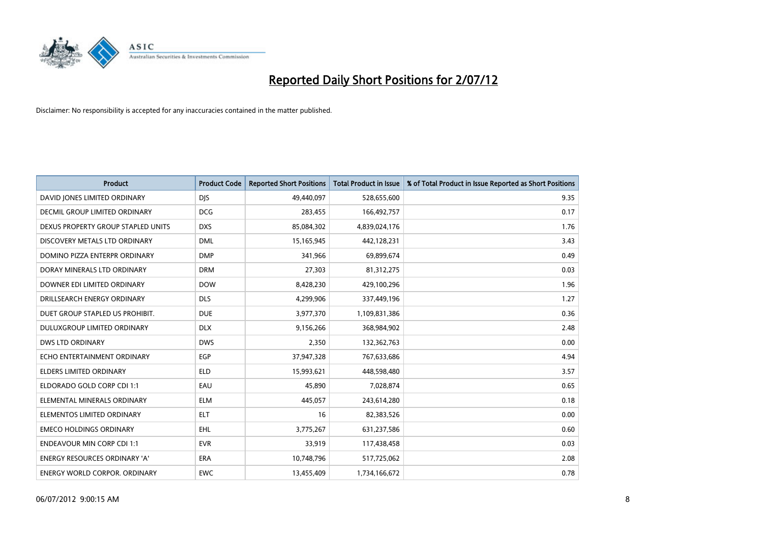# Reported Daily Short Positions for 2/07/12

Disclaimer: No responsibility is accepted for any inaccuracies contained in the matter published.

| Product | Product Code | Reported Short Positions | Total Product in Issue | % of Total Product in Issue Reported as Short Positions |
|---|---|---|---|---|
| DAVID JONES LIMITED ORDINARY | DJS | 49,440,097 | 528,655,600 | 9.35 |
| DECMIL GROUP LIMITED ORDINARY | DCG | 283,455 | 166,492,757 | 0.17 |
| DEXUS PROPERTY GROUP STAPLED UNITS | DXS | 85,084,302 | 4,839,024,176 | 1.76 |
| DISCOVERY METALS LTD ORDINARY | DML | 15,165,945 | 442,128,231 | 3.43 |
| DOMINO PIZZA ENTERPR ORDINARY | DMP | 341,966 | 69,899,674 | 0.49 |
| DORAY MINERALS LTD ORDINARY | DRM | 27,303 | 81,312,275 | 0.03 |
| DOWNER EDI LIMITED ORDINARY | DOW | 8,428,230 | 429,100,296 | 1.96 |
| DRILLSEARCH ENERGY ORDINARY | DLS | 4,299,906 | 337,449,196 | 1.27 |
| DUET GROUP STAPLED US PROHIBIT. | DUE | 3,977,370 | 1,109,831,386 | 0.36 |
| DULUXGROUP LIMITED ORDINARY | DLX | 9,156,266 | 368,984,902 | 2.48 |
| DWS LTD ORDINARY | DWS | 2,350 | 132,362,763 | 0.00 |
| ECHO ENTERTAINMENT ORDINARY | EGP | 37,947,328 | 767,633,686 | 4.94 |
| ELDERS LIMITED ORDINARY | ELD | 15,993,621 | 448,598,480 | 3.57 |
| ELDORADO GOLD CORP CDI 1:1 | EAU | 45,890 | 7,028,874 | 0.65 |
| ELEMENTAL MINERALS ORDINARY | ELM | 445,057 | 243,614,280 | 0.18 |
| ELEMENTOS LIMITED ORDINARY | ELT | 16 | 82,383,526 | 0.00 |
| EMECO HOLDINGS ORDINARY | EHL | 3,775,267 | 631,237,586 | 0.60 |
| ENDEAVOUR MIN CORP CDI 1:1 | EVR | 33,919 | 117,438,458 | 0.03 |
| ENERGY RESOURCES ORDINARY 'A' | ERA | 10,748,796 | 517,725,062 | 2.08 |
| ENERGY WORLD CORPOR. ORDINARY | EWC | 13,455,409 | 1,734,166,672 | 0.78 |

06/07/2012 9:00:15 AM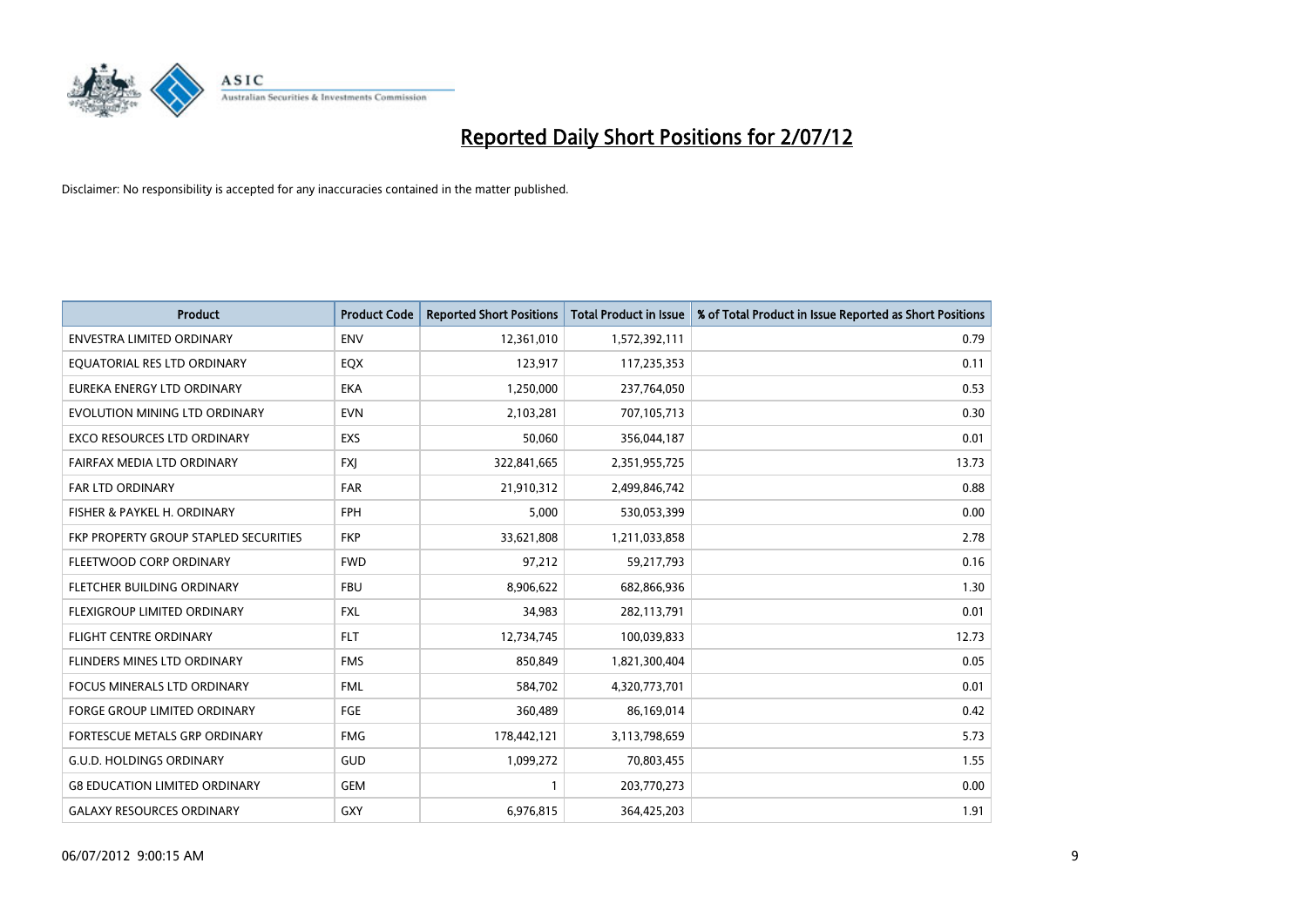# Reported Daily Short Positions for 2/07/12

Disclaimer: No responsibility is accepted for any inaccuracies contained in the matter published.

| Product | Product Code | Reported Short Positions | Total Product in Issue | % of Total Product in Issue Reported as Short Positions |
|---|---|---|---|---|
| ENVESTRA LIMITED ORDINARY | ENV | 12,361,010 | 1,572,392,111 | 0.79 |
| EQUATORIAL RES LTD ORDINARY | EQX | 123,917 | 117,235,353 | 0.11 |
| EUREKA ENERGY LTD ORDINARY | EKA | 1,250,000 | 237,764,050 | 0.53 |
| EVOLUTION MINING LTD ORDINARY | EVN | 2,103,281 | 707,105,713 | 0.30 |
| EXCO RESOURCES LTD ORDINARY | EXS | 50,060 | 356,044,187 | 0.01 |
| FAIRFAX MEDIA LTD ORDINARY | FXJ | 322,841,665 | 2,351,955,725 | 13.73 |
| FAR LTD ORDINARY | FAR | 21,910,312 | 2,499,846,742 | 0.88 |
| FISHER & PAYKEL H. ORDINARY | FPH | 5,000 | 530,053,399 | 0.00 |
| FKP PROPERTY GROUP STAPLED SECURITIES | FKP | 33,621,808 | 1,211,033,858 | 2.78 |
| FLEETWOOD CORP ORDINARY | FWD | 97,212 | 59,217,793 | 0.16 |
| FLETCHER BUILDING ORDINARY | FBU | 8,906,622 | 682,866,936 | 1.30 |
| FLEXIGROUP LIMITED ORDINARY | FXL | 34,983 | 282,113,791 | 0.01 |
| FLIGHT CENTRE ORDINARY | FLT | 12,734,745 | 100,039,833 | 12.73 |
| FLINDERS MINES LTD ORDINARY | FMS | 850,849 | 1,821,300,404 | 0.05 |
| FOCUS MINERALS LTD ORDINARY | FML | 584,702 | 4,320,773,701 | 0.01 |
| FORGE GROUP LIMITED ORDINARY | FGE | 360,489 | 86,169,014 | 0.42 |
| FORTESCUE METALS GRP ORDINARY | FMG | 178,442,121 | 3,113,798,659 | 5.73 |
| G.U.D. HOLDINGS ORDINARY | GUD | 1,099,272 | 70,803,455 | 1.55 |
| G8 EDUCATION LIMITED ORDINARY | GEM | 1 | 203,770,273 | 0.00 |
| GALAXY RESOURCES ORDINARY | GXY | 6,976,815 | 364,425,203 | 1.91 |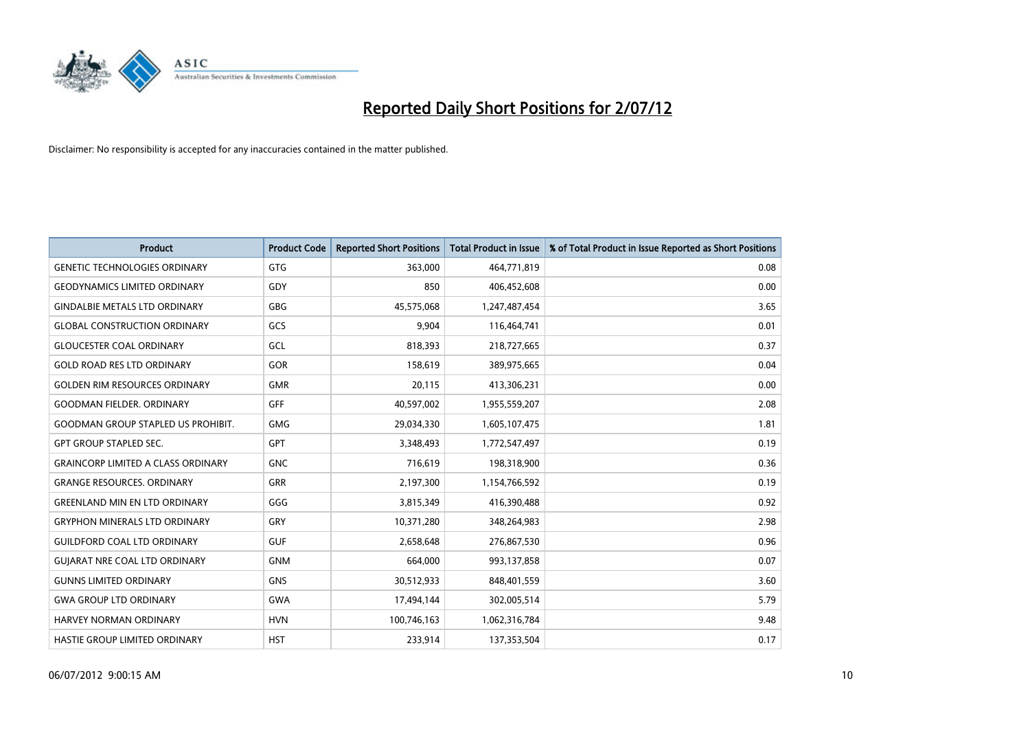# Reported Daily Short Positions for 2/07/12

Disclaimer: No responsibility is accepted for any inaccuracies contained in the matter published.

| Product | Product Code | Reported Short Positions | Total Product in Issue | % of Total Product in Issue Reported as Short Positions |
|---|---|---|---|---|
| GENETIC TECHNOLOGIES ORDINARY | GTG | 363,000 | 464,771,819 | 0.08 |
| GEODYNAMICS LIMITED ORDINARY | GDY | 850 | 406,452,608 | 0.00 |
| GINDALBIE METALS LTD ORDINARY | GBG | 45,575,068 | 1,247,487,454 | 3.65 |
| GLOBAL CONSTRUCTION ORDINARY | GCS | 9,904 | 116,464,741 | 0.01 |
| GLOUCESTER COAL ORDINARY | GCL | 818,393 | 218,727,665 | 0.37 |
| GOLD ROAD RES LTD ORDINARY | GOR | 158,619 | 389,975,665 | 0.04 |
| GOLDEN RIM RESOURCES ORDINARY | GMR | 20,115 | 413,306,231 | 0.00 |
| GOODMAN FIELDER. ORDINARY | GFF | 40,597,002 | 1,955,559,207 | 2.08 |
| GOODMAN GROUP STAPLED US PROHIBIT. | GMG | 29,034,330 | 1,605,107,475 | 1.81 |
| GPT GROUP STAPLED SEC. | GPT | 3,348,493 | 1,772,547,497 | 0.19 |
| GRAINCORP LIMITED A CLASS ORDINARY | GNC | 716,619 | 198,318,900 | 0.36 |
| GRANGE RESOURCES. ORDINARY | GRR | 2,197,300 | 1,154,766,592 | 0.19 |
| GREENLAND MIN EN LTD ORDINARY | GGG | 3,815,349 | 416,390,488 | 0.92 |
| GRYPHON MINERALS LTD ORDINARY | GRY | 10,371,280 | 348,264,983 | 2.98 |
| GUILDFORD COAL LTD ORDINARY | GUF | 2,658,648 | 276,867,530 | 0.96 |
| GUJARAT NRE COAL LTD ORDINARY | GNM | 664,000 | 993,137,858 | 0.07 |
| GUNNS LIMITED ORDINARY | GNS | 30,512,933 | 848,401,559 | 3.60 |
| GWA GROUP LTD ORDINARY | GWA | 17,494,144 | 302,005,514 | 5.79 |
| HARVEY NORMAN ORDINARY | HVN | 100,746,163 | 1,062,316,784 | 9.48 |
| HASTIE GROUP LIMITED ORDINARY | HST | 233,914 | 137,353,504 | 0.17 |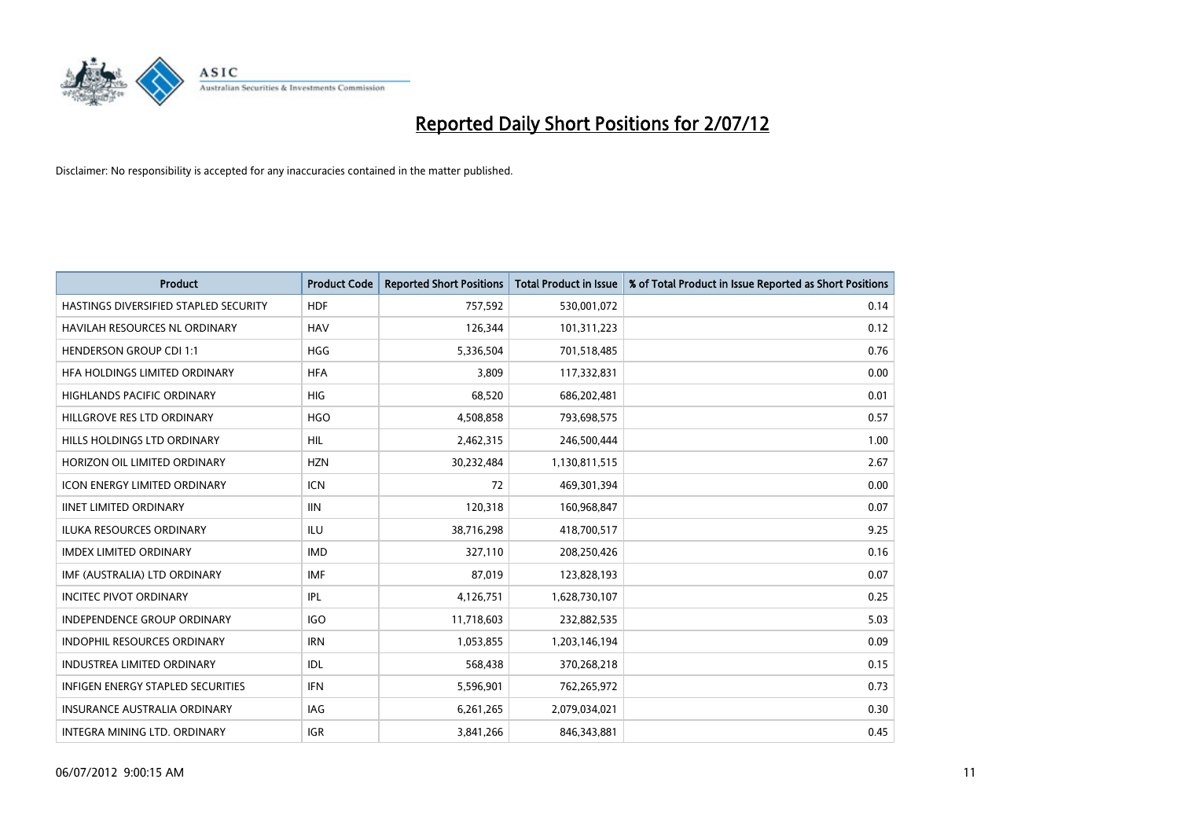# Reported Daily Short Positions for 2/07/12

Disclaimer: No responsibility is accepted for any inaccuracies contained in the matter published.

| Product | Product Code | Reported Short Positions | Total Product in Issue | % of Total Product in Issue Reported as Short Positions |
|---|---|---|---|---|
| HASTINGS DIVERSIFIED STAPLED SECURITY | HDF | 757,592 | 530,001,072 | 0.14 |
| HAVILAH RESOURCES NL ORDINARY | HAV | 126,344 | 101,311,223 | 0.12 |
| HENDERSON GROUP CDI 1:1 | HGG | 5,336,504 | 701,518,485 | 0.76 |
| HFA HOLDINGS LIMITED ORDINARY | HFA | 3,809 | 117,332,831 | 0.00 |
| HIGHLANDS PACIFIC ORDINARY | HIG | 68,520 | 686,202,481 | 0.01 |
| HILLGROVE RES LTD ORDINARY | HGO | 4,508,858 | 793,698,575 | 0.57 |
| HILLS HOLDINGS LTD ORDINARY | HIL | 2,462,315 | 246,500,444 | 1.00 |
| HORIZON OIL LIMITED ORDINARY | HZN | 30,232,484 | 1,130,811,515 | 2.67 |
| ICON ENERGY LIMITED ORDINARY | ICN | 72 | 469,301,394 | 0.00 |
| IINET LIMITED ORDINARY | IIN | 120,318 | 160,968,847 | 0.07 |
| ILUKA RESOURCES ORDINARY | ILU | 38,716,298 | 418,700,517 | 9.25 |
| IMDEX LIMITED ORDINARY | IMD | 327,110 | 208,250,426 | 0.16 |
| IMF (AUSTRALIA) LTD ORDINARY | IMF | 87,019 | 123,828,193 | 0.07 |
| INCITEC PIVOT ORDINARY | IPL | 4,126,751 | 1,628,730,107 | 0.25 |
| INDEPENDENCE GROUP ORDINARY | IGO | 11,718,603 | 232,882,535 | 5.03 |
| INDOPHIL RESOURCES ORDINARY | IRN | 1,053,855 | 1,203,146,194 | 0.09 |
| INDUSTREA LIMITED ORDINARY | IDL | 568,438 | 370,268,218 | 0.15 |
| INFIGEN ENERGY STAPLED SECURITIES | IFN | 5,596,901 | 762,265,972 | 0.73 |
| INSURANCE AUSTRALIA ORDINARY | IAG | 6,261,265 | 2,079,034,021 | 0.30 |
| INTEGRA MINING LTD. ORDINARY | IGR | 3,841,266 | 846,343,881 | 0.45 |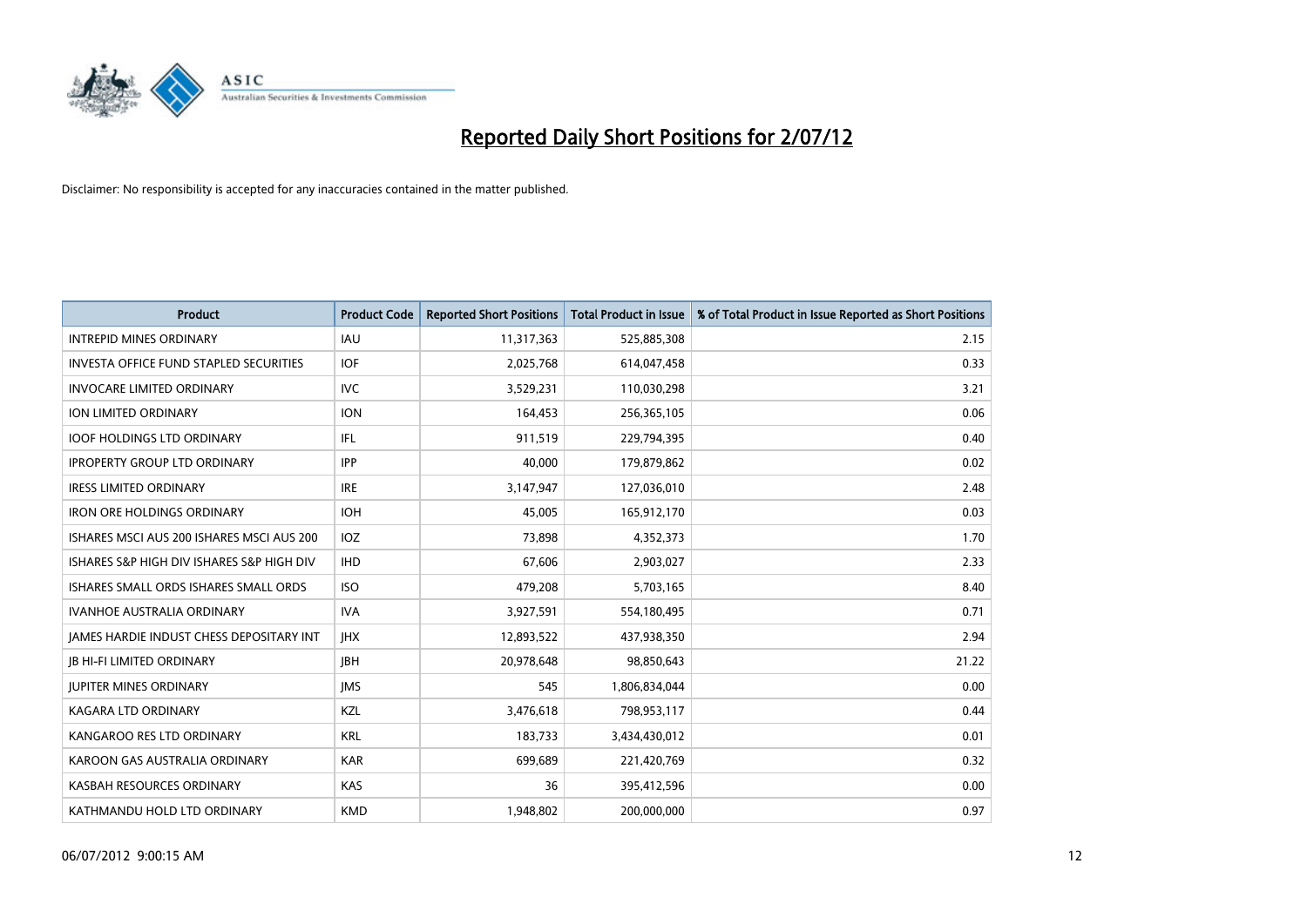# Reported Daily Short Positions for 2/07/12

Disclaimer: No responsibility is accepted for any inaccuracies contained in the matter published.

| Product | Product Code | Reported Short Positions | Total Product in Issue | % of Total Product in Issue Reported as Short Positions |
|---|---|---|---|---|
| INTREPID MINES ORDINARY | IAU | 11,317,363 | 525,885,308 | 2.15 |
| INVESTA OFFICE FUND STAPLED SECURITIES | IOF | 2,025,768 | 614,047,458 | 0.33 |
| INVOCARE LIMITED ORDINARY | IVC | 3,529,231 | 110,030,298 | 3.21 |
| ION LIMITED ORDINARY | ION | 164,453 | 256,365,105 | 0.06 |
| IOOF HOLDINGS LTD ORDINARY | IFL | 911,519 | 229,794,395 | 0.40 |
| IPROPERTY GROUP LTD ORDINARY | IPP | 40,000 | 179,879,862 | 0.02 |
| IRESS LIMITED ORDINARY | IRE | 3,147,947 | 127,036,010 | 2.48 |
| IRON ORE HOLDINGS ORDINARY | IOH | 45,005 | 165,912,170 | 0.03 |
| ISHARES MSCI AUS 200 ISHARES MSCI AUS 200 | IOZ | 73,898 | 4,352,373 | 1.70 |
| ISHARES S&P HIGH DIV ISHARES S&P HIGH DIV | IHD | 67,606 | 2,903,027 | 2.33 |
| ISHARES SMALL ORDS ISHARES SMALL ORDS | ISO | 479,208 | 5,703,165 | 8.40 |
| IVANHOE AUSTRALIA ORDINARY | IVA | 3,927,591 | 554,180,495 | 0.71 |
| JAMES HARDIE INDUST CHESS DEPOSITARY INT | JHX | 12,893,522 | 437,938,350 | 2.94 |
| JB HI-FI LIMITED ORDINARY | JBH | 20,978,648 | 98,850,643 | 21.22 |
| JUPITER MINES ORDINARY | JMS | 545 | 1,806,834,044 | 0.00 |
| KAGARA LTD ORDINARY | KZL | 3,476,618 | 798,953,117 | 0.44 |
| KANGAROO RES LTD ORDINARY | KRL | 183,733 | 3,434,430,012 | 0.01 |
| KAROON GAS AUSTRALIA ORDINARY | KAR | 699,689 | 221,420,769 | 0.32 |
| KASBAH RESOURCES ORDINARY | KAS | 36 | 395,412,596 | 0.00 |
| KATHMANDU HOLD LTD ORDINARY | KMD | 1,948,802 | 200,000,000 | 0.97 |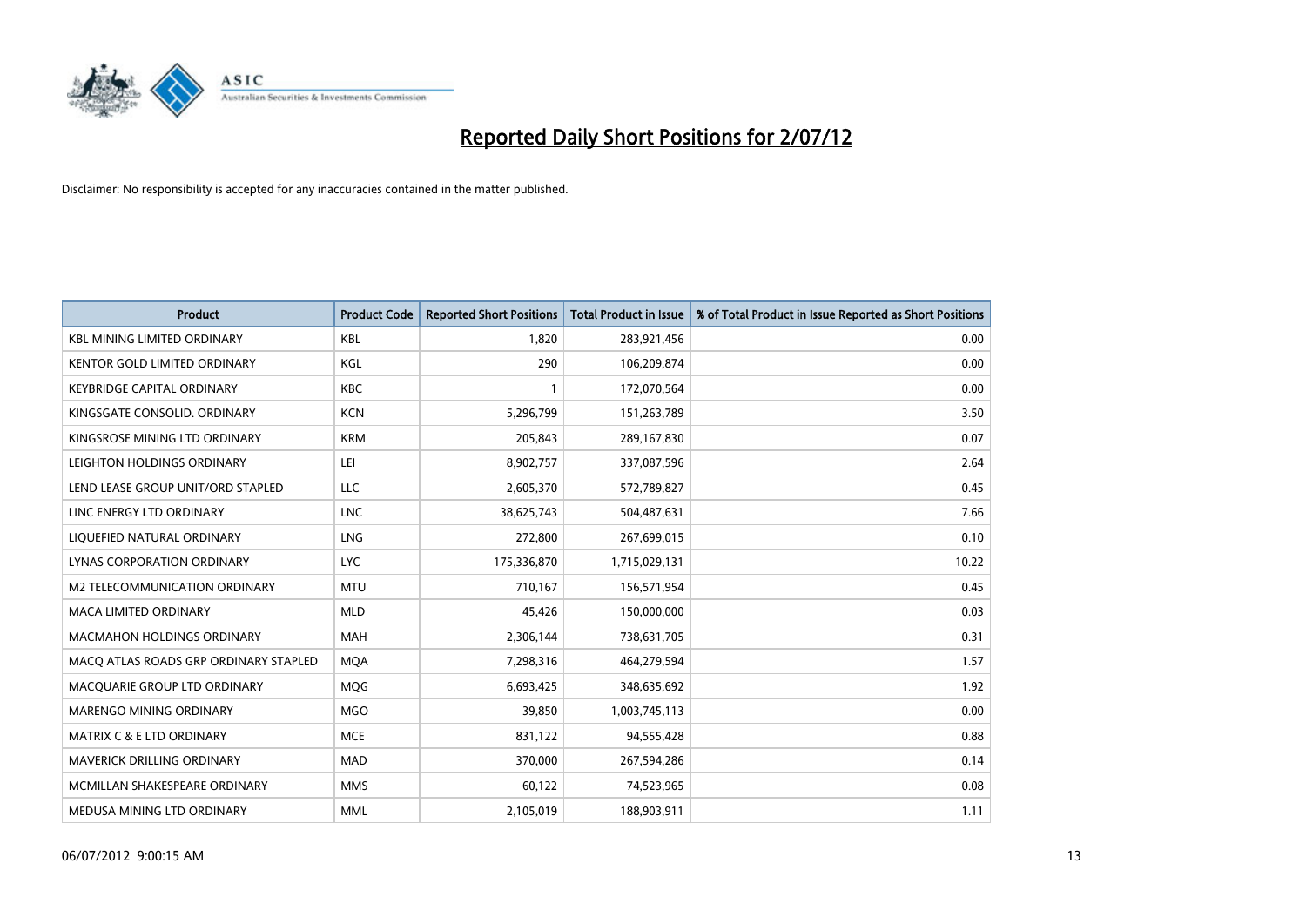# Reported Daily Short Positions for 2/07/12

Disclaimer: No responsibility is accepted for any inaccuracies contained in the matter published.

| Product | Product Code | Reported Short Positions | Total Product in Issue | % of Total Product in Issue Reported as Short Positions |
|---|---|---|---|---|
| KBL MINING LIMITED ORDINARY | KBL | 1,820 | 283,921,456 | 0.00 |
| KENTOR GOLD LIMITED ORDINARY | KGL | 290 | 106,209,874 | 0.00 |
| KEYBRIDGE CAPITAL ORDINARY | KBC | 1 | 172,070,564 | 0.00 |
| KINGSGATE CONSOLID. ORDINARY | KCN | 5,296,799 | 151,263,789 | 3.50 |
| KINGSROSE MINING LTD ORDINARY | KRM | 205,843 | 289,167,830 | 0.07 |
| LEIGHTON HOLDINGS ORDINARY | LEI | 8,902,757 | 337,087,596 | 2.64 |
| LEND LEASE GROUP UNIT/ORD STAPLED | LLC | 2,605,370 | 572,789,827 | 0.45 |
| LINC ENERGY LTD ORDINARY | LNC | 38,625,743 | 504,487,631 | 7.66 |
| LIQUEFIED NATURAL ORDINARY | LNG | 272,800 | 267,699,015 | 0.10 |
| LYNAS CORPORATION ORDINARY | LYC | 175,336,870 | 1,715,029,131 | 10.22 |
| M2 TELECOMMUNICATION ORDINARY | MTU | 710,167 | 156,571,954 | 0.45 |
| MACA LIMITED ORDINARY | MLD | 45,426 | 150,000,000 | 0.03 |
| MACMAHON HOLDINGS ORDINARY | MAH | 2,306,144 | 738,631,705 | 0.31 |
| MACQ ATLAS ROADS GRP ORDINARY STAPLED | MQA | 7,298,316 | 464,279,594 | 1.57 |
| MACQUARIE GROUP LTD ORDINARY | MQG | 6,693,425 | 348,635,692 | 1.92 |
| MARENGO MINING ORDINARY | MGO | 39,850 | 1,003,745,113 | 0.00 |
| MATRIX C & E LTD ORDINARY | MCE | 831,122 | 94,555,428 | 0.88 |
| MAVERICK DRILLING ORDINARY | MAD | 370,000 | 267,594,286 | 0.14 |
| MCMILLAN SHAKESPEARE ORDINARY | MMS | 60,122 | 74,523,965 | 0.08 |
| MEDUSA MINING LTD ORDINARY | MML | 2,105,019 | 188,903,911 | 1.11 |

06/07/2012 9:00:15 AM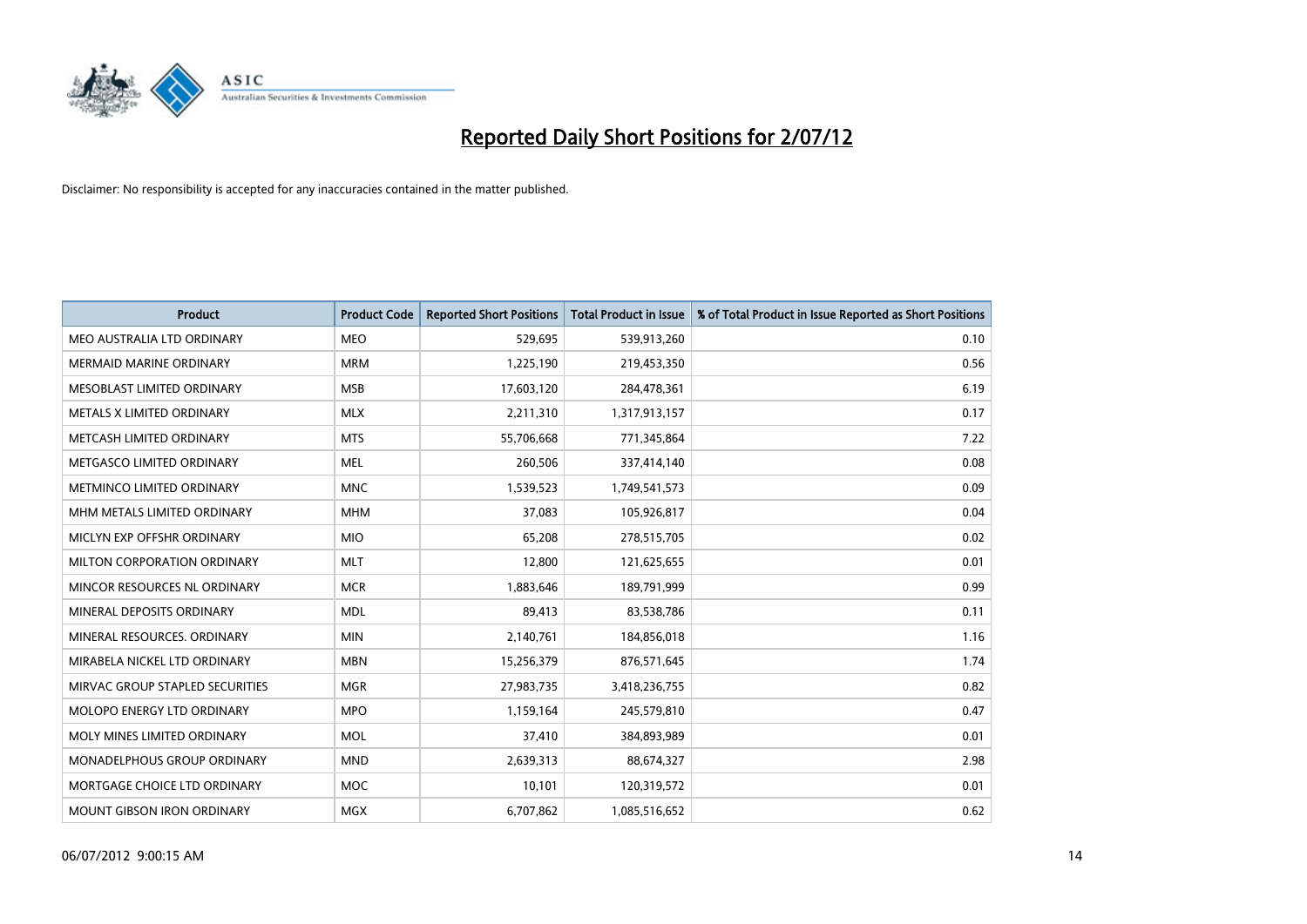# Reported Daily Short Positions for 2/07/12

Disclaimer: No responsibility is accepted for any inaccuracies contained in the matter published.

| Product | Product Code | Reported Short Positions | Total Product in Issue | % of Total Product in Issue Reported as Short Positions |
|---|---|---|---|---|
| MEO AUSTRALIA LTD ORDINARY | MEO | 529,695 | 539,913,260 | 0.10 |
| MERMAID MARINE ORDINARY | MRM | 1,225,190 | 219,453,350 | 0.56 |
| MESOBLAST LIMITED ORDINARY | MSB | 17,603,120 | 284,478,361 | 6.19 |
| METALS X LIMITED ORDINARY | MLX | 2,211,310 | 1,317,913,157 | 0.17 |
| METCASH LIMITED ORDINARY | MTS | 55,706,668 | 771,345,864 | 7.22 |
| METGASCO LIMITED ORDINARY | MEL | 260,506 | 337,414,140 | 0.08 |
| METMINCO LIMITED ORDINARY | MNC | 1,539,523 | 1,749,541,573 | 0.09 |
| MHM METALS LIMITED ORDINARY | MHM | 37,083 | 105,926,817 | 0.04 |
| MICLYN EXP OFFSHR ORDINARY | MIO | 65,208 | 278,515,705 | 0.02 |
| MILTON CORPORATION ORDINARY | MLT | 12,800 | 121,625,655 | 0.01 |
| MINCOR RESOURCES NL ORDINARY | MCR | 1,883,646 | 189,791,999 | 0.99 |
| MINERAL DEPOSITS ORDINARY | MDL | 89,413 | 83,538,786 | 0.11 |
| MINERAL RESOURCES. ORDINARY | MIN | 2,140,761 | 184,856,018 | 1.16 |
| MIRABELA NICKEL LTD ORDINARY | MBN | 15,256,379 | 876,571,645 | 1.74 |
| MIRVAC GROUP STAPLED SECURITIES | MGR | 27,983,735 | 3,418,236,755 | 0.82 |
| MOLOPO ENERGY LTD ORDINARY | MPO | 1,159,164 | 245,579,810 | 0.47 |
| MOLY MINES LIMITED ORDINARY | MOL | 37,410 | 384,893,989 | 0.01 |
| MONADELPHOUS GROUP ORDINARY | MND | 2,639,313 | 88,674,327 | 2.98 |
| MORTGAGE CHOICE LTD ORDINARY | MOC | 10,101 | 120,319,572 | 0.01 |
| MOUNT GIBSON IRON ORDINARY | MGX | 6,707,862 | 1,085,516,652 | 0.62 |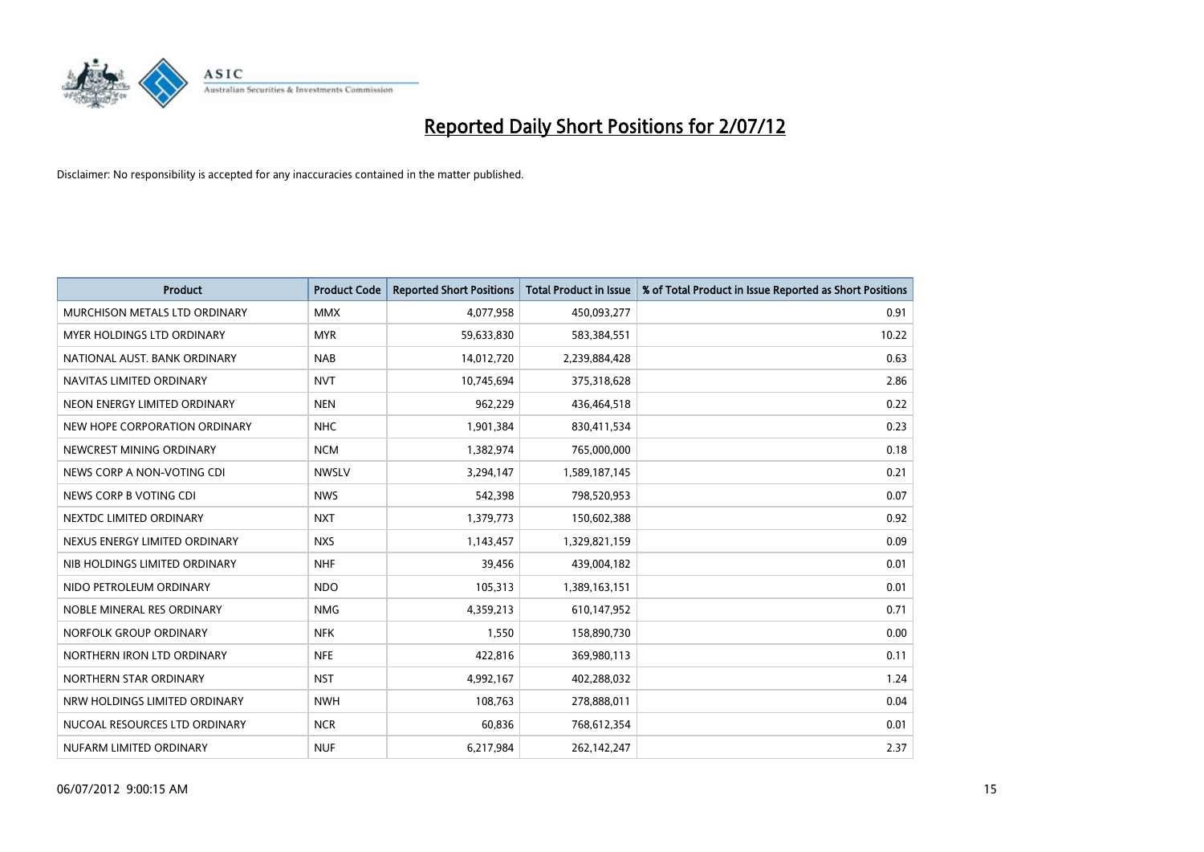# Reported Daily Short Positions for 2/07/12

Disclaimer: No responsibility is accepted for any inaccuracies contained in the matter published.

| Product | Product Code | Reported Short Positions | Total Product in Issue | % of Total Product in Issue Reported as Short Positions |
|---|---|---|---|---|
| MURCHISON METALS LTD ORDINARY | MMX | 4,077,958 | 450,093,277 | 0.91 |
| MYER HOLDINGS LTD ORDINARY | MYR | 59,633,830 | 583,384,551 | 10.22 |
| NATIONAL AUST. BANK ORDINARY | NAB | 14,012,720 | 2,239,884,428 | 0.63 |
| NAVITAS LIMITED ORDINARY | NVT | 10,745,694 | 375,318,628 | 2.86 |
| NEON ENERGY LIMITED ORDINARY | NEN | 962,229 | 436,464,518 | 0.22 |
| NEW HOPE CORPORATION ORDINARY | NHC | 1,901,384 | 830,411,534 | 0.23 |
| NEWCREST MINING ORDINARY | NCM | 1,382,974 | 765,000,000 | 0.18 |
| NEWS CORP A NON-VOTING CDI | NWSLV | 3,294,147 | 1,589,187,145 | 0.21 |
| NEWS CORP B VOTING CDI | NWS | 542,398 | 798,520,953 | 0.07 |
| NEXTDC LIMITED ORDINARY | NXT | 1,379,773 | 150,602,388 | 0.92 |
| NEXUS ENERGY LIMITED ORDINARY | NXS | 1,143,457 | 1,329,821,159 | 0.09 |
| NIB HOLDINGS LIMITED ORDINARY | NHF | 39,456 | 439,004,182 | 0.01 |
| NIDO PETROLEUM ORDINARY | NDO | 105,313 | 1,389,163,151 | 0.01 |
| NOBLE MINERAL RES ORDINARY | NMG | 4,359,213 | 610,147,952 | 0.71 |
| NORFOLK GROUP ORDINARY | NFK | 1,550 | 158,890,730 | 0.00 |
| NORTHERN IRON LTD ORDINARY | NFE | 422,816 | 369,980,113 | 0.11 |
| NORTHERN STAR ORDINARY | NST | 4,992,167 | 402,288,032 | 1.24 |
| NRW HOLDINGS LIMITED ORDINARY | NWH | 108,763 | 278,888,011 | 0.04 |
| NUCOAL RESOURCES LTD ORDINARY | NCR | 60,836 | 768,612,354 | 0.01 |
| NUFARM LIMITED ORDINARY | NUF | 6,217,984 | 262,142,247 | 2.37 |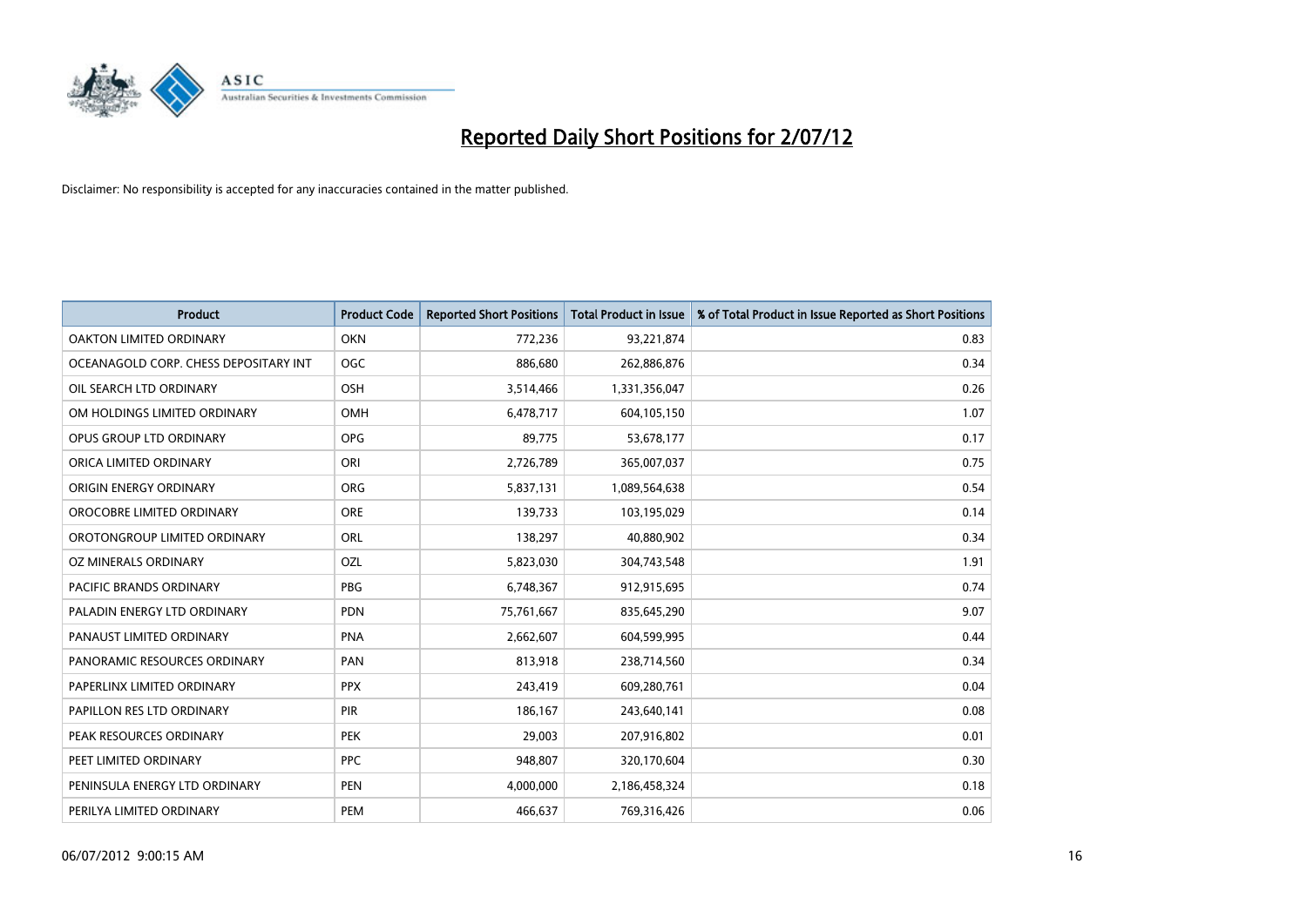# Reported Daily Short Positions for 2/07/12

Disclaimer: No responsibility is accepted for any inaccuracies contained in the matter published.

| Product | Product Code | Reported Short Positions | Total Product in Issue | % of Total Product in Issue Reported as Short Positions |
|---|---|---|---|---|
| OAKTON LIMITED ORDINARY | OKN | 772,236 | 93,221,874 | 0.83 |
| OCEANAGOLD CORP. CHESS DEPOSITARY INT | OGC | 886,680 | 262,886,876 | 0.34 |
| OIL SEARCH LTD ORDINARY | OSH | 3,514,466 | 1,331,356,047 | 0.26 |
| OM HOLDINGS LIMITED ORDINARY | OMH | 6,478,717 | 604,105,150 | 1.07 |
| OPUS GROUP LTD ORDINARY | OPG | 89,775 | 53,678,177 | 0.17 |
| ORICA LIMITED ORDINARY | ORI | 2,726,789 | 365,007,037 | 0.75 |
| ORIGIN ENERGY ORDINARY | ORG | 5,837,131 | 1,089,564,638 | 0.54 |
| OROCOBRE LIMITED ORDINARY | ORE | 139,733 | 103,195,029 | 0.14 |
| OROTONGROUP LIMITED ORDINARY | ORL | 138,297 | 40,880,902 | 0.34 |
| OZ MINERALS ORDINARY | OZL | 5,823,030 | 304,743,548 | 1.91 |
| PACIFIC BRANDS ORDINARY | PBG | 6,748,367 | 912,915,695 | 0.74 |
| PALADIN ENERGY LTD ORDINARY | PDN | 75,761,667 | 835,645,290 | 9.07 |
| PANAUST LIMITED ORDINARY | PNA | 2,662,607 | 604,599,995 | 0.44 |
| PANORAMIC RESOURCES ORDINARY | PAN | 813,918 | 238,714,560 | 0.34 |
| PAPERLINX LIMITED ORDINARY | PPX | 243,419 | 609,280,761 | 0.04 |
| PAPILLON RES LTD ORDINARY | PIR | 186,167 | 243,640,141 | 0.08 |
| PEAK RESOURCES ORDINARY | PEK | 29,003 | 207,916,802 | 0.01 |
| PEET LIMITED ORDINARY | PPC | 948,807 | 320,170,604 | 0.30 |
| PENINSULA ENERGY LTD ORDINARY | PEN | 4,000,000 | 2,186,458,324 | 0.18 |
| PERILYA LIMITED ORDINARY | PEM | 466,637 | 769,316,426 | 0.06 |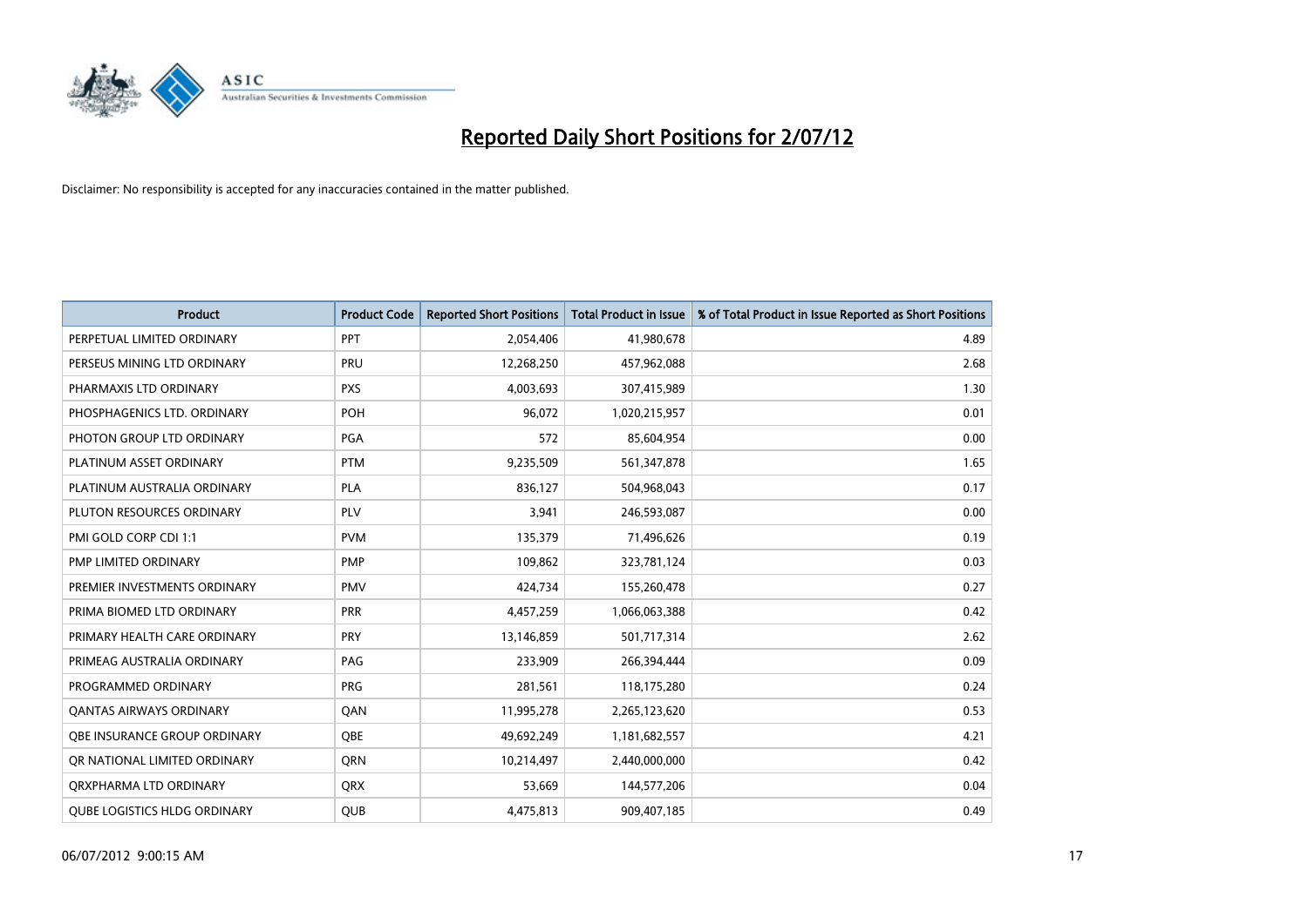# Reported Daily Short Positions for 2/07/12

Disclaimer: No responsibility is accepted for any inaccuracies contained in the matter published.

| Product | Product Code | Reported Short Positions | Total Product in Issue | % of Total Product in Issue Reported as Short Positions |
|---|---|---|---|---|
| PERPETUAL LIMITED ORDINARY | PPT | 2,054,406 | 41,980,678 | 4.89 |
| PERSEUS MINING LTD ORDINARY | PRU | 12,268,250 | 457,962,088 | 2.68 |
| PHARMAXIS LTD ORDINARY | PXS | 4,003,693 | 307,415,989 | 1.30 |
| PHOSPHAGENICS LTD. ORDINARY | POH | 96,072 | 1,020,215,957 | 0.01 |
| PHOTON GROUP LTD ORDINARY | PGA | 572 | 85,604,954 | 0.00 |
| PLATINUM ASSET ORDINARY | PTM | 9,235,509 | 561,347,878 | 1.65 |
| PLATINUM AUSTRALIA ORDINARY | PLA | 836,127 | 504,968,043 | 0.17 |
| PLUTON RESOURCES ORDINARY | PLV | 3,941 | 246,593,087 | 0.00 |
| PMI GOLD CORP CDI 1:1 | PVM | 135,379 | 71,496,626 | 0.19 |
| PMP LIMITED ORDINARY | PMP | 109,862 | 323,781,124 | 0.03 |
| PREMIER INVESTMENTS ORDINARY | PMV | 424,734 | 155,260,478 | 0.27 |
| PRIMA BIOMED LTD ORDINARY | PRR | 4,457,259 | 1,066,063,388 | 0.42 |
| PRIMARY HEALTH CARE ORDINARY | PRY | 13,146,859 | 501,717,314 | 2.62 |
| PRIMEAG AUSTRALIA ORDINARY | PAG | 233,909 | 266,394,444 | 0.09 |
| PROGRAMMED ORDINARY | PRG | 281,561 | 118,175,280 | 0.24 |
| QANTAS AIRWAYS ORDINARY | QAN | 11,995,278 | 2,265,123,620 | 0.53 |
| QBE INSURANCE GROUP ORDINARY | QBE | 49,692,249 | 1,181,682,557 | 4.21 |
| QR NATIONAL LIMITED ORDINARY | QRN | 10,214,497 | 2,440,000,000 | 0.42 |
| QRXPHARMA LTD ORDINARY | QRX | 53,669 | 144,577,206 | 0.04 |
| QUBE LOGISTICS HLDG ORDINARY | QUB | 4,475,813 | 909,407,185 | 0.49 |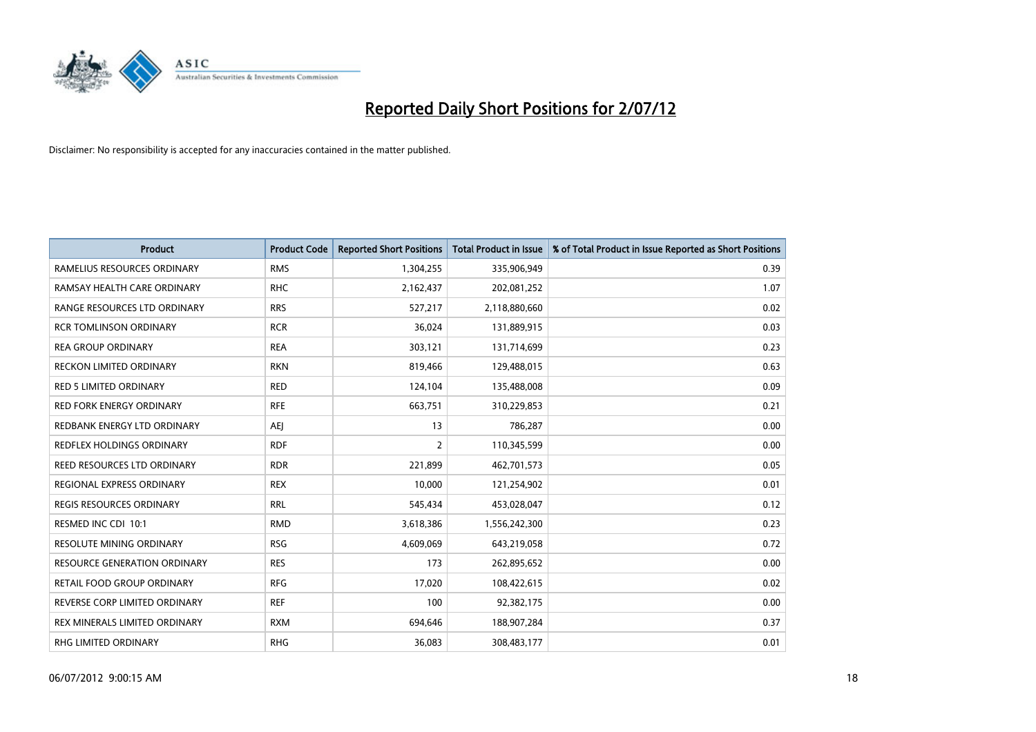# Reported Daily Short Positions for 2/07/12

Disclaimer: No responsibility is accepted for any inaccuracies contained in the matter published.

| Product | Product Code | Reported Short Positions | Total Product in Issue | % of Total Product in Issue Reported as Short Positions |
|---|---|---|---|---|
| RAMELIUS RESOURCES ORDINARY | RMS | 1,304,255 | 335,906,949 | 0.39 |
| RAMSAY HEALTH CARE ORDINARY | RHC | 2,162,437 | 202,081,252 | 1.07 |
| RANGE RESOURCES LTD ORDINARY | RRS | 527,217 | 2,118,880,660 | 0.02 |
| RCR TOMLINSON ORDINARY | RCR | 36,024 | 131,889,915 | 0.03 |
| REA GROUP ORDINARY | REA | 303,121 | 131,714,699 | 0.23 |
| RECKON LIMITED ORDINARY | RKN | 819,466 | 129,488,015 | 0.63 |
| RED 5 LIMITED ORDINARY | RED | 124,104 | 135,488,008 | 0.09 |
| RED FORK ENERGY ORDINARY | RFE | 663,751 | 310,229,853 | 0.21 |
| REDBANK ENERGY LTD ORDINARY | AEJ | 13 | 786,287 | 0.00 |
| REDFLEX HOLDINGS ORDINARY | RDF | 2 | 110,345,599 | 0.00 |
| REED RESOURCES LTD ORDINARY | RDR | 221,899 | 462,701,573 | 0.05 |
| REGIONAL EXPRESS ORDINARY | REX | 10,000 | 121,254,902 | 0.01 |
| REGIS RESOURCES ORDINARY | RRL | 545,434 | 453,028,047 | 0.12 |
| RESMED INC CDI 10:1 | RMD | 3,618,386 | 1,556,242,300 | 0.23 |
| RESOLUTE MINING ORDINARY | RSG | 4,609,069 | 643,219,058 | 0.72 |
| RESOURCE GENERATION ORDINARY | RES | 173 | 262,895,652 | 0.00 |
| RETAIL FOOD GROUP ORDINARY | RFG | 17,020 | 108,422,615 | 0.02 |
| REVERSE CORP LIMITED ORDINARY | REF | 100 | 92,382,175 | 0.00 |
| REX MINERALS LIMITED ORDINARY | RXM | 694,646 | 188,907,284 | 0.37 |
| RHG LIMITED ORDINARY | RHG | 36,083 | 308,483,177 | 0.01 |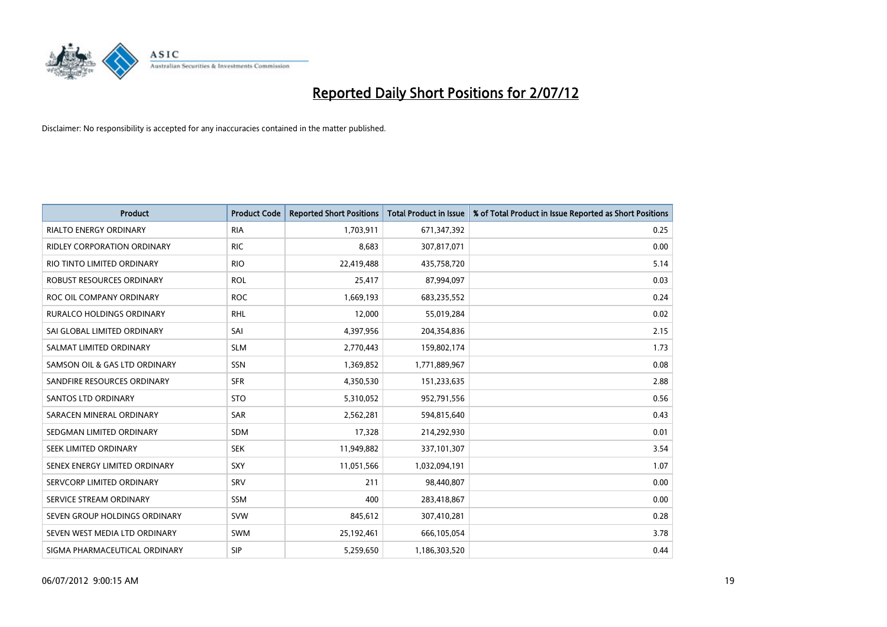# Reported Daily Short Positions for 2/07/12

Disclaimer: No responsibility is accepted for any inaccuracies contained in the matter published.

| Product | Product Code | Reported Short Positions | Total Product in Issue | % of Total Product in Issue Reported as Short Positions |
|---|---|---|---|---|
| RIALTO ENERGY ORDINARY | RIA | 1,703,911 | 671,347,392 | 0.25 |
| RIDLEY CORPORATION ORDINARY | RIC | 8,683 | 307,817,071 | 0.00 |
| RIO TINTO LIMITED ORDINARY | RIO | 22,419,488 | 435,758,720 | 5.14 |
| ROBUST RESOURCES ORDINARY | ROL | 25,417 | 87,994,097 | 0.03 |
| ROC OIL COMPANY ORDINARY | ROC | 1,669,193 | 683,235,552 | 0.24 |
| RURALCO HOLDINGS ORDINARY | RHL | 12,000 | 55,019,284 | 0.02 |
| SAI GLOBAL LIMITED ORDINARY | SAI | 4,397,956 | 204,354,836 | 2.15 |
| SALMAT LIMITED ORDINARY | SLM | 2,770,443 | 159,802,174 | 1.73 |
| SAMSON OIL & GAS LTD ORDINARY | SSN | 1,369,852 | 1,771,889,967 | 0.08 |
| SANDFIRE RESOURCES ORDINARY | SFR | 4,350,530 | 151,233,635 | 2.88 |
| SANTOS LTD ORDINARY | STO | 5,310,052 | 952,791,556 | 0.56 |
| SARACEN MINERAL ORDINARY | SAR | 2,562,281 | 594,815,640 | 0.43 |
| SEDGMAN LIMITED ORDINARY | SDM | 17,328 | 214,292,930 | 0.01 |
| SEEK LIMITED ORDINARY | SEK | 11,949,882 | 337,101,307 | 3.54 |
| SENEX ENERGY LIMITED ORDINARY | SXY | 11,051,566 | 1,032,094,191 | 1.07 |
| SERVCORP LIMITED ORDINARY | SRV | 211 | 98,440,807 | 0.00 |
| SERVICE STREAM ORDINARY | SSM | 400 | 283,418,867 | 0.00 |
| SEVEN GROUP HOLDINGS ORDINARY | SVW | 845,612 | 307,410,281 | 0.28 |
| SEVEN WEST MEDIA LTD ORDINARY | SWM | 25,192,461 | 666,105,054 | 3.78 |
| SIGMA PHARMACEUTICAL ORDINARY | SIP | 5,259,650 | 1,186,303,520 | 0.44 |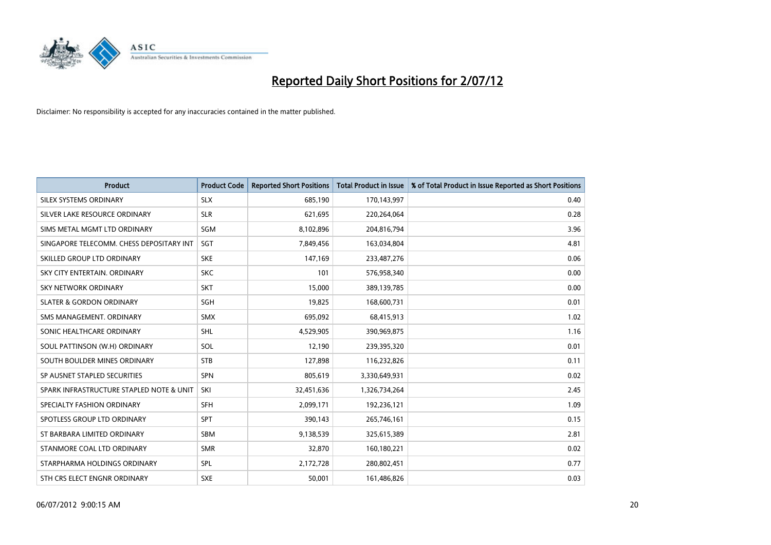# Reported Daily Short Positions for 2/07/12

Disclaimer: No responsibility is accepted for any inaccuracies contained in the matter published.

| Product | Product Code | Reported Short Positions | Total Product in Issue | % of Total Product in Issue Reported as Short Positions |
|---|---|---|---|---|
| SILEX SYSTEMS ORDINARY | SLX | 685,190 | 170,143,997 | 0.40 |
| SILVER LAKE RESOURCE ORDINARY | SLR | 621,695 | 220,264,064 | 0.28 |
| SIMS METAL MGMT LTD ORDINARY | SGM | 8,102,896 | 204,816,794 | 3.96 |
| SINGAPORE TELECOMM. CHESS DEPOSITARY INT | SGT | 7,849,456 | 163,034,804 | 4.81 |
| SKILLED GROUP LTD ORDINARY | SKE | 147,169 | 233,487,276 | 0.06 |
| SKY CITY ENTERTAIN. ORDINARY | SKC | 101 | 576,958,340 | 0.00 |
| SKY NETWORK ORDINARY | SKT | 15,000 | 389,139,785 | 0.00 |
| SLATER & GORDON ORDINARY | SGH | 19,825 | 168,600,731 | 0.01 |
| SMS MANAGEMENT. ORDINARY | SMX | 695,092 | 68,415,913 | 1.02 |
| SONIC HEALTHCARE ORDINARY | SHL | 4,529,905 | 390,969,875 | 1.16 |
| SOUL PATTINSON (W.H) ORDINARY | SOL | 12,190 | 239,395,320 | 0.01 |
| SOUTH BOULDER MINES ORDINARY | STB | 127,898 | 116,232,826 | 0.11 |
| SP AUSNET STAPLED SECURITIES | SPN | 805,619 | 3,330,649,931 | 0.02 |
| SPARK INFRASTRUCTURE STAPLED NOTE & UNIT | SKI | 32,451,636 | 1,326,734,264 | 2.45 |
| SPECIALTY FASHION ORDINARY | SFH | 2,099,171 | 192,236,121 | 1.09 |
| SPOTLESS GROUP LTD ORDINARY | SPT | 390,143 | 265,746,161 | 0.15 |
| ST BARBARA LIMITED ORDINARY | SBM | 9,138,539 | 325,615,389 | 2.81 |
| STANMORE COAL LTD ORDINARY | SMR | 32,870 | 160,180,221 | 0.02 |
| STARPHARMA HOLDINGS ORDINARY | SPL | 2,172,728 | 280,802,451 | 0.77 |
| STH CRS ELECT ENGNR ORDINARY | SXE | 50,001 | 161,486,826 | 0.03 |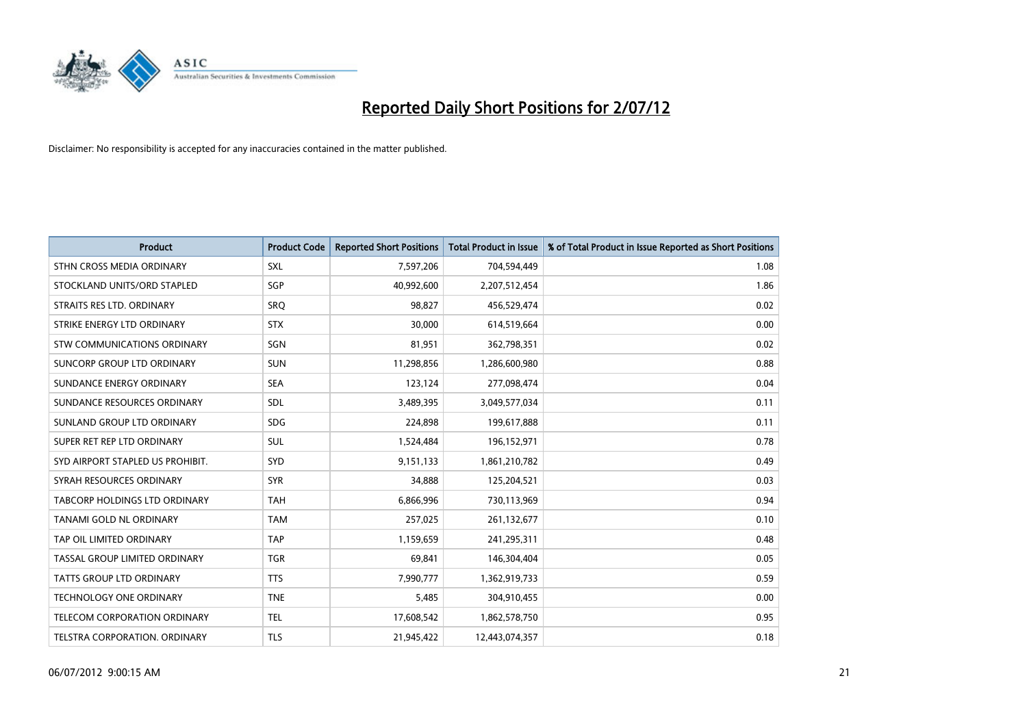# Reported Daily Short Positions for 2/07/12

Disclaimer: No responsibility is accepted for any inaccuracies contained in the matter published.

| Product | Product Code | Reported Short Positions | Total Product in Issue | % of Total Product in Issue Reported as Short Positions |
|---|---|---|---|---|
| STHN CROSS MEDIA ORDINARY | SXL | 7,597,206 | 704,594,449 | 1.08 |
| STOCKLAND UNITS/ORD STAPLED | SGP | 40,992,600 | 2,207,512,454 | 1.86 |
| STRAITS RES LTD. ORDINARY | SRQ | 98,827 | 456,529,474 | 0.02 |
| STRIKE ENERGY LTD ORDINARY | STX | 30,000 | 614,519,664 | 0.00 |
| STW COMMUNICATIONS ORDINARY | SGN | 81,951 | 362,798,351 | 0.02 |
| SUNCORP GROUP LTD ORDINARY | SUN | 11,298,856 | 1,286,600,980 | 0.88 |
| SUNDANCE ENERGY ORDINARY | SEA | 123,124 | 277,098,474 | 0.04 |
| SUNDANCE RESOURCES ORDINARY | SDL | 3,489,395 | 3,049,577,034 | 0.11 |
| SUNLAND GROUP LTD ORDINARY | SDG | 224,898 | 199,617,888 | 0.11 |
| SUPER RET REP LTD ORDINARY | SUL | 1,524,484 | 196,152,971 | 0.78 |
| SYD AIRPORT STAPLED US PROHIBIT. | SYD | 9,151,133 | 1,861,210,782 | 0.49 |
| SYRAH RESOURCES ORDINARY | SYR | 34,888 | 125,204,521 | 0.03 |
| TABCORP HOLDINGS LTD ORDINARY | TAH | 6,866,996 | 730,113,969 | 0.94 |
| TANAMI GOLD NL ORDINARY | TAM | 257,025 | 261,132,677 | 0.10 |
| TAP OIL LIMITED ORDINARY | TAP | 1,159,659 | 241,295,311 | 0.48 |
| TASSAL GROUP LIMITED ORDINARY | TGR | 69,841 | 146,304,404 | 0.05 |
| TATTS GROUP LTD ORDINARY | TTS | 7,990,777 | 1,362,919,733 | 0.59 |
| TECHNOLOGY ONE ORDINARY | TNE | 5,485 | 304,910,455 | 0.00 |
| TELECOM CORPORATION ORDINARY | TEL | 17,608,542 | 1,862,578,750 | 0.95 |
| TELSTRA CORPORATION. ORDINARY | TLS | 21,945,422 | 12,443,074,357 | 0.18 |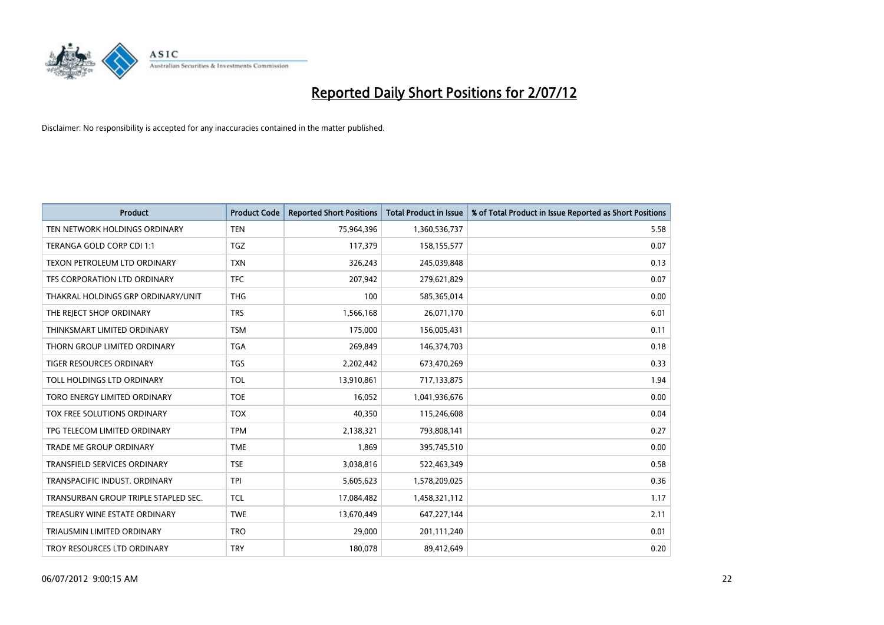# Reported Daily Short Positions for 2/07/12

Disclaimer: No responsibility is accepted for any inaccuracies contained in the matter published.

| Product | Product Code | Reported Short Positions | Total Product in Issue | % of Total Product in Issue Reported as Short Positions |
|---|---|---|---|---|
| TEN NETWORK HOLDINGS ORDINARY | TEN | 75,964,396 | 1,360,536,737 | 5.58 |
| TERANGA GOLD CORP CDI 1:1 | TGZ | 117,379 | 158,155,577 | 0.07 |
| TEXON PETROLEUM LTD ORDINARY | TXN | 326,243 | 245,039,848 | 0.13 |
| TFS CORPORATION LTD ORDINARY | TFC | 207,942 | 279,621,829 | 0.07 |
| THAKRAL HOLDINGS GRP ORDINARY/UNIT | THG | 100 | 585,365,014 | 0.00 |
| THE REJECT SHOP ORDINARY | TRS | 1,566,168 | 26,071,170 | 6.01 |
| THINKSMART LIMITED ORDINARY | TSM | 175,000 | 156,005,431 | 0.11 |
| THORN GROUP LIMITED ORDINARY | TGA | 269,849 | 146,374,703 | 0.18 |
| TIGER RESOURCES ORDINARY | TGS | 2,202,442 | 673,470,269 | 0.33 |
| TOLL HOLDINGS LTD ORDINARY | TOL | 13,910,861 | 717,133,875 | 1.94 |
| TORO ENERGY LIMITED ORDINARY | TOE | 16,052 | 1,041,936,676 | 0.00 |
| TOX FREE SOLUTIONS ORDINARY | TOX | 40,350 | 115,246,608 | 0.04 |
| TPG TELECOM LIMITED ORDINARY | TPM | 2,138,321 | 793,808,141 | 0.27 |
| TRADE ME GROUP ORDINARY | TME | 1,869 | 395,745,510 | 0.00 |
| TRANSFIELD SERVICES ORDINARY | TSE | 3,038,816 | 522,463,349 | 0.58 |
| TRANSPACIFIC INDUST. ORDINARY | TPI | 5,605,623 | 1,578,209,025 | 0.36 |
| TRANSURBAN GROUP TRIPLE STAPLED SEC. | TCL | 17,084,482 | 1,458,321,112 | 1.17 |
| TREASURY WINE ESTATE ORDINARY | TWE | 13,670,449 | 647,227,144 | 2.11 |
| TRIAUSMIN LIMITED ORDINARY | TRO | 29,000 | 201,111,240 | 0.01 |
| TROY RESOURCES LTD ORDINARY | TRY | 180,078 | 89,412,649 | 0.20 |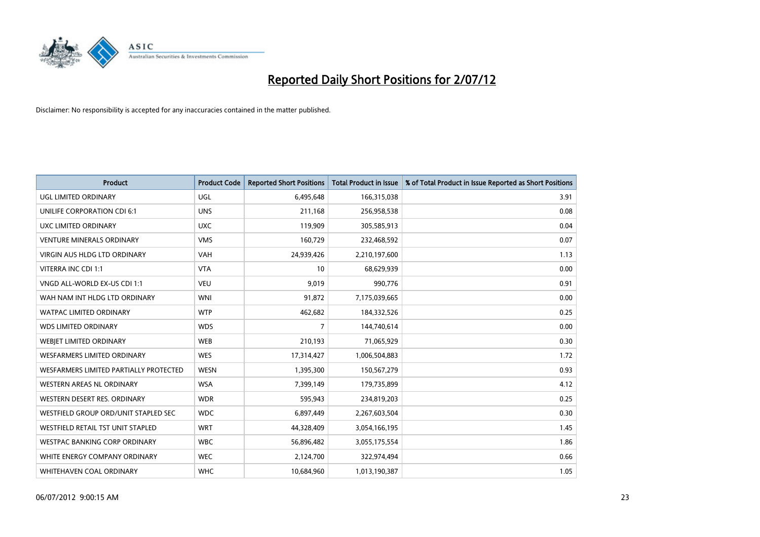# Reported Daily Short Positions for 2/07/12

Disclaimer: No responsibility is accepted for any inaccuracies contained in the matter published.

| Product | Product Code | Reported Short Positions | Total Product in Issue | % of Total Product in Issue Reported as Short Positions |
|---|---|---|---|---|
| UGL LIMITED ORDINARY | UGL | 6,495,648 | 166,315,038 | 3.91 |
| UNILIFE CORPORATION CDI 6:1 | UNS | 211,168 | 256,958,538 | 0.08 |
| UXC LIMITED ORDINARY | UXC | 119,909 | 305,585,913 | 0.04 |
| VENTURE MINERALS ORDINARY | VMS | 160,729 | 232,468,592 | 0.07 |
| VIRGIN AUS HLDG LTD ORDINARY | VAH | 24,939,426 | 2,210,197,600 | 1.13 |
| VITERRA INC CDI 1:1 | VTA | 10 | 68,629,939 | 0.00 |
| VNGD ALL-WORLD EX-US CDI 1:1 | VEU | 9,019 | 990,776 | 0.91 |
| WAH NAM INT HLDG LTD ORDINARY | WNI | 91,872 | 7,175,039,665 | 0.00 |
| WATPAC LIMITED ORDINARY | WTP | 462,682 | 184,332,526 | 0.25 |
| WDS LIMITED ORDINARY | WDS | 7 | 144,740,614 | 0.00 |
| WEBJET LIMITED ORDINARY | WEB | 210,193 | 71,065,929 | 0.30 |
| WESFARMERS LIMITED ORDINARY | WES | 17,314,427 | 1,006,504,883 | 1.72 |
| WESFARMERS LIMITED PARTIALLY PROTECTED | WESN | 1,395,300 | 150,567,279 | 0.93 |
| WESTERN AREAS NL ORDINARY | WSA | 7,399,149 | 179,735,899 | 4.12 |
| WESTERN DESERT RES. ORDINARY | WDR | 595,943 | 234,819,203 | 0.25 |
| WESTFIELD GROUP ORD/UNIT STAPLED SEC | WDC | 6,897,449 | 2,267,603,504 | 0.30 |
| WESTFIELD RETAIL TST UNIT STAPLED | WRT | 44,328,409 | 3,054,166,195 | 1.45 |
| WESTPAC BANKING CORP ORDINARY | WBC | 56,896,482 | 3,055,175,554 | 1.86 |
| WHITE ENERGY COMPANY ORDINARY | WEC | 2,124,700 | 322,974,494 | 0.66 |
| WHITEHAVEN COAL ORDINARY | WHC | 10,684,960 | 1,013,190,387 | 1.05 |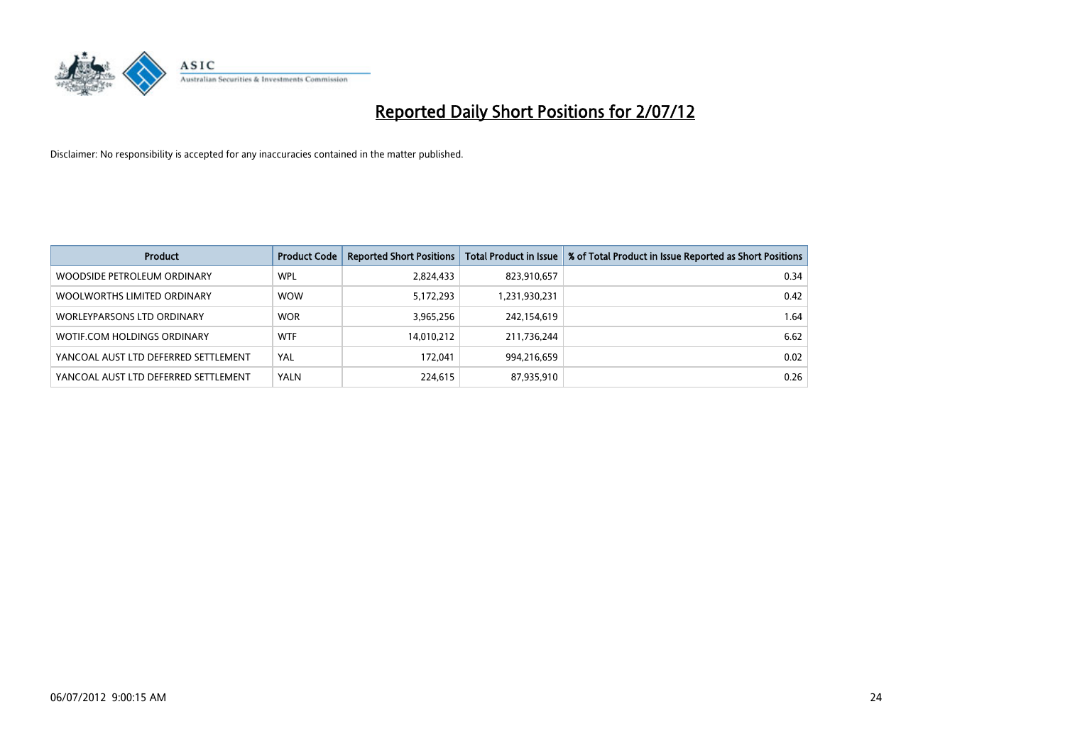# Reported Daily Short Positions for 2/07/12

Disclaimer: No responsibility is accepted for any inaccuracies contained in the matter published.

| Product | Product Code | Reported Short Positions | Total Product in Issue | % of Total Product in Issue Reported as Short Positions |
|---|---|---|---|---|
| WOODSIDE PETROLEUM ORDINARY | WPL | 2,824,433 | 823,910,657 | 0.34 |
| WOOLWORTHS LIMITED ORDINARY | WOW | 5,172,293 | 1,231,930,231 | 0.42 |
| WORLEYPARSONS LTD ORDINARY | WOR | 3,965,256 | 242,154,619 | 1.64 |
| WOTIF.COM HOLDINGS ORDINARY | WTF | 14,010,212 | 211,736,244 | 6.62 |
| YANCOAL AUST LTD DEFERRED SETTLEMENT | YAL | 172,041 | 994,216,659 | 0.02 |
| YANCOAL AUST LTD DEFERRED SETTLEMENT | YALN | 224,615 | 87,935,910 | 0.26 |

06/07/2012 9:00:15 AM